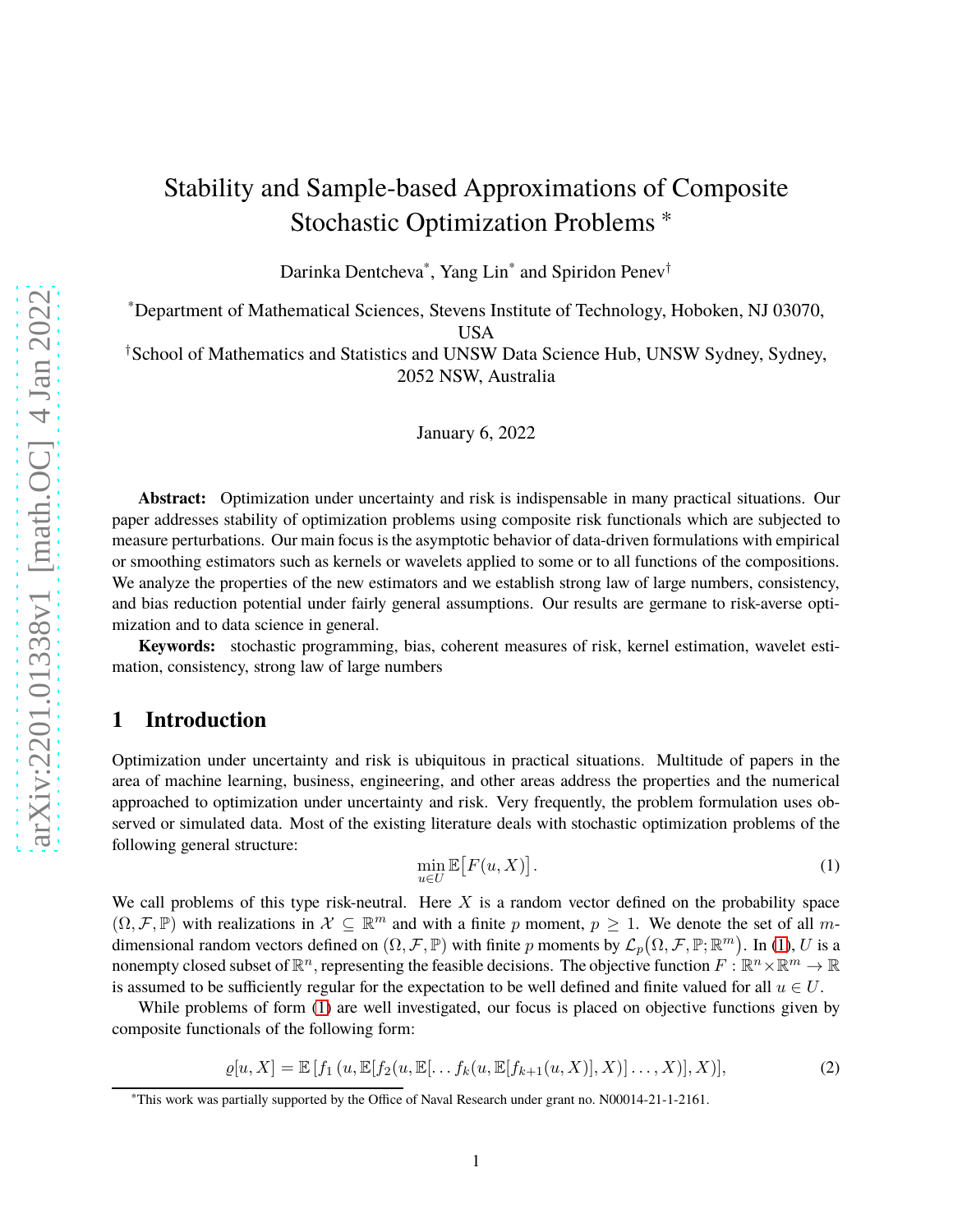# Stability and Sample-based Approximations of Composite Stochastic Optimization Problems [*]

Darinka Dentcheva[*], Yang Lin[*] and Spiridon Penev[†]

[*]Department of Mathematical Sciences, Stevens Institute of Technology, Hoboken, NJ 03070, USA

[†]School of Mathematics and Statistics and UNSW Data Science Hub, UNSW Sydney, Sydney, 2052 NSW, Australia

January 6, 2022

**Abstract:** Optimization under uncertainty and risk is indispensable in many practical situations. Our paper addresses stability of optimization problems using composite risk functionals which are subjected to measure perturbations. Our main focus is the asymptotic behavior of data-driven formulations with empirical or smoothing estimators such as kernels or wavelets applied to some or to all functions of the compositions. We analyze the properties of the new estimators and we establish strong law of large numbers, consistency, and bias reduction potential under fairly general assumptions. Our results are germane to risk-averse optimization and to data science in general.

**Keywords:** stochastic programming, bias, coherent measures of risk, kernel estimation, wavelet estimation, consistency, strong law of large numbers

## 1 Introduction

Optimization under uncertainty and risk is ubiquitous in practical situations. Multitude of papers in the area of machine learning, business, engineering, and other areas address the properties and the numerical approached to optimization under uncertainty and risk. Very frequently, the problem formulation uses observed or simulated data. Most of the existing literature deals with stochastic optimization problems of the following general structure:

$$\min_{u \in U} \mathbb{E}\big[F(u, X)\big]. \tag{1}$$

We call problems of this type risk-neutral. Here $X$ is a random vector defined on the probability space $(\Omega, \mathcal{F}, \mathbb{P})$ with realizations in $\mathcal{X} \subseteq \mathbb{R}^m$ and with a finite $p$ moment, $p \geq 1$. We denote the set of all $m$-dimensional random vectors defined on $(\Omega, \mathcal{F}, \mathbb{P})$ with finite $p$ moments by $\mathcal{L}_p\big(\Omega, \mathcal{F}, \mathbb{P}; \mathbb{R}^m\big)$. In (1), $U$ is a nonempty closed subset of $\mathbb{R}^n$, representing the feasible decisions. The objective function $F : \mathbb{R}^n \times \mathbb{R}^m \to \mathbb{R}$ is assumed to be sufficiently regular for the expectation to be well defined and finite valued for all $u \in U$.

While problems of form (1) are well investigated, our focus is placed on objective functions given by composite functionals of the following form:

$$\varrho[u, X] = \mathbb{E}\left[f_1\left(u, \mathbb{E}[f_2(u, \mathbb{E}[\ldots f_k(u, \mathbb{E}[f_{k+1}(u, X)], X)] \ldots, X)], X\right)\right], \tag{2}$$

[*]This work was partially supported by the Office of Naval Research under grant no. N00014-21-1-2161.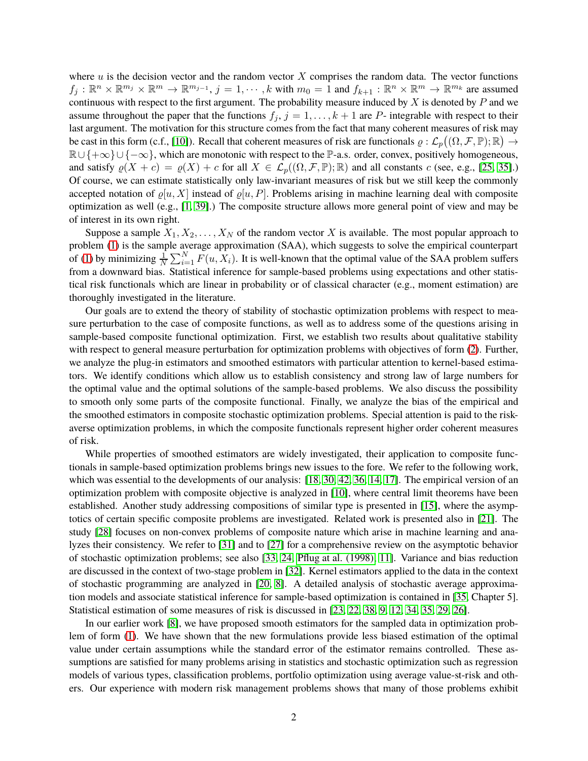where $u$ is the decision vector and the random vector $X$ comprises the random data. The vector functions $f_j : \mathbb{R}^n \times \mathbb{R}^{m_j} \times \mathbb{R}^m \to \mathbb{R}^{m_{j-1}}$, $j = 1, \cdots, k$ with $m_0 = 1$ and $f_{k+1} : \mathbb{R}^n \times \mathbb{R}^m \to \mathbb{R}^{m_k}$ are assumed continuous with respect to the first argument. The probability measure induced by $X$ is denoted by $P$ and we assume throughout the paper that the functions $f_j$, $j = 1, \ldots, k+1$ are $P$- integrable with respect to their last argument. The motivation for this structure comes from the fact that many coherent measures of risk may be cast in this form (c.f., [10]). Recall that coherent measures of risk are functionals $\varrho : \mathcal{L}_p\big((\Omega, \mathcal{F}, \mathbb{P}); \mathbb{R}\big) \to \mathbb{R} \cup \{+\infty\} \cup \{-\infty\}$, which are monotonic with respect to the $\mathbb{P}$-a.s. order, convex, positively homogeneous, and satisfy $\varrho(X + c) = \varrho(X) + c$ for all $X \in \mathcal{L}_p((\Omega, \mathcal{F}, \mathbb{P}); \mathbb{R})$ and all constants $c$ (see, e.g., [25, 35].) Of course, we can estimate statistically only law-invariant measures of risk but we still keep the commonly accepted notation of $\varrho[u, X]$ instead of $\varrho[u, P]$. Problems arising in machine learning deal with composite optimization as well (e.g., [1, 39].) The composite structure allows more general point of view and may be of interest in its own right.

Suppose a sample $X_1, X_2, \ldots, X_N$ of the random vector $X$ is available. The most popular approach to problem (1) is the sample average approximation (SAA), which suggests to solve the empirical counterpart of (1) by minimizing $\frac{1}{N}\sum_{i=1}^{N} F(u, X_i)$. It is well-known that the optimal value of the SAA problem suffers from a downward bias. Statistical inference for sample-based problems using expectations and other statistical risk functionals which are linear in probability or of classical character (e.g., moment estimation) are thoroughly investigated in the literature.

Our goals are to extend the theory of stability of stochastic optimization problems with respect to measure perturbation to the case of composite functions, as well as to address some of the questions arising in sample-based composite functional optimization. First, we establish two results about qualitative stability with respect to general measure perturbation for optimization problems with objectives of form (2). Further, we analyze the plug-in estimators and smoothed estimators with particular attention to kernel-based estimators. We identify conditions which allow us to establish consistency and strong law of large numbers for the optimal value and the optimal solutions of the sample-based problems. We also discuss the possibility to smooth only some parts of the composite functional. Finally, we analyze the bias of the empirical and the smoothed estimators in composite stochastic optimization problems. Special attention is paid to the risk-averse optimization problems, in which the composite functionals represent higher order coherent measures of risk.

While properties of smoothed estimators are widely investigated, their application to composite functionals in sample-based optimization problems brings new issues to the fore. We refer to the following work, which was essential to the developments of our analysis: [18, 30, 42, 36, 14, 17]. The empirical version of an optimization problem with composite objective is analyzed in [10], where central limit theorems have been established. Another study addressing compositions of similar type is presented in [15], where the asymptotics of certain specific composite problems are investigated. Related work is presented also in [21]. The study [28] focuses on non-convex problems of composite nature which arise in machine learning and analyzes their consistency. We refer to [31] and to [27] for a comprehensive review on the asymptotic behavior of stochastic optimization problems; see also [33, 24, Pflug at al. (1998), 11]. Variance and bias reduction are discussed in the context of two-stage problem in [32]. Kernel estimators applied to the data in the context of stochastic programming are analyzed in [20, 8]. A detailed analysis of stochastic average approximation models and associate statistical inference for sample-based optimization is contained in [35, Chapter 5]. Statistical estimation of some measures of risk is discussed in [23, 22, 38, 9, 12, 34, 35, 29, 26].

In our earlier work [8], we have proposed smooth estimators for the sampled data in optimization problem of form (1). We have shown that the new formulations provide less biased estimation of the optimal value under certain assumptions while the standard error of the estimator remains controlled. These assumptions are satisfied for many problems arising in statistics and stochastic optimization such as regression models of various types, classification problems, portfolio optimization using average value-st-risk and others. Our experience with modern risk management problems shows that many of those problems exhibit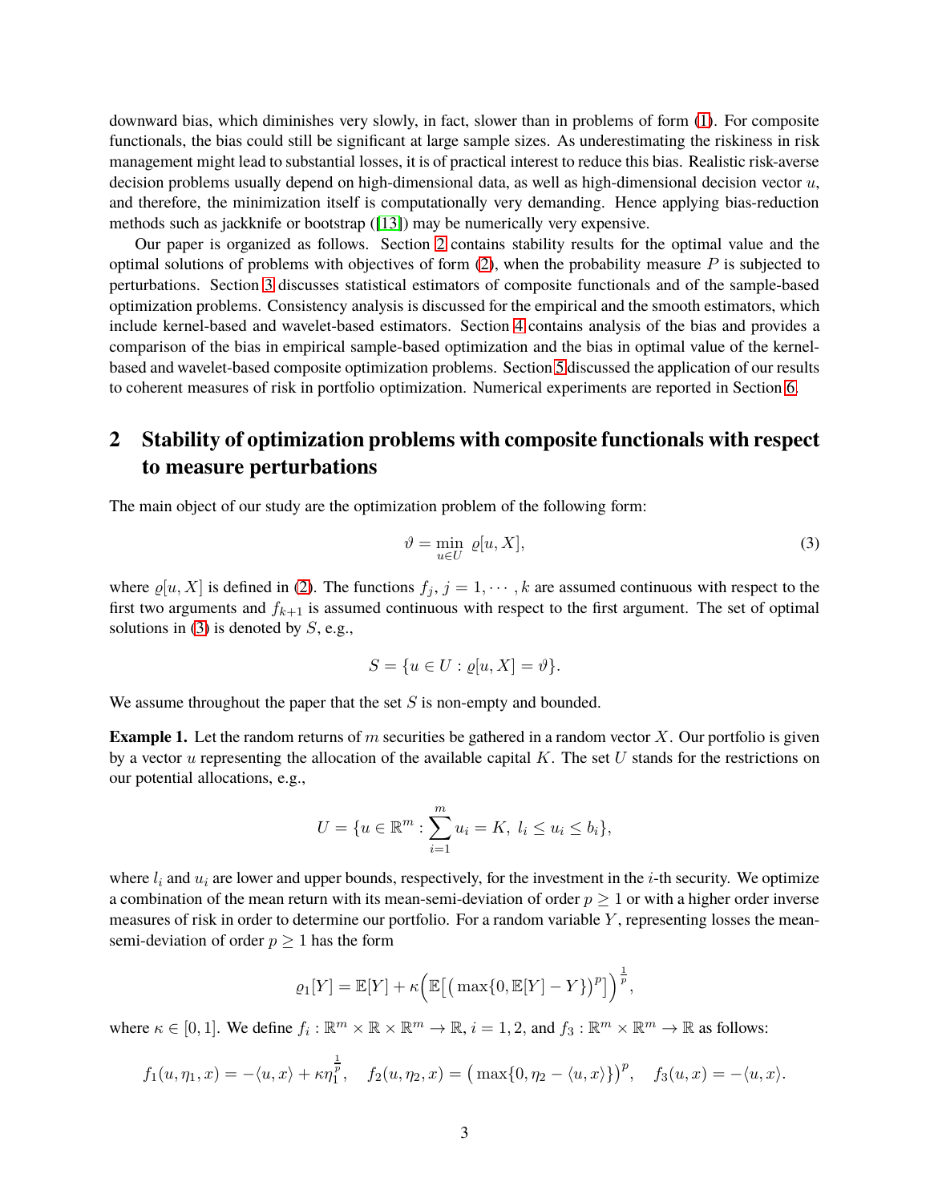downward bias, which diminishes very slowly, in fact, slower than in problems of form (1). For composite functionals, the bias could still be significant at large sample sizes. As underestimating the riskiness in risk management might lead to substantial losses, it is of practical interest to reduce this bias. Realistic risk-averse decision problems usually depend on high-dimensional data, as well as high-dimensional decision vector $u$, and therefore, the minimization itself is computationally very demanding. Hence applying bias-reduction methods such as jackknife or bootstrap ([13]) may be numerically very expensive.

Our paper is organized as follows. Section 2 contains stability results for the optimal value and the optimal solutions of problems with objectives of form (2), when the probability measure $P$ is subjected to perturbations. Section 3 discusses statistical estimators of composite functionals and of the sample-based optimization problems. Consistency analysis is discussed for the empirical and the smooth estimators, which include kernel-based and wavelet-based estimators. Section 4 contains analysis of the bias and provides a comparison of the bias in empirical sample-based optimization and the bias in optimal value of the kernel-based and wavelet-based composite optimization problems. Section 5 discussed the application of our results to coherent measures of risk in portfolio optimization. Numerical experiments are reported in Section 6.

## 2 Stability of optimization problems with composite functionals with respect to measure perturbations

The main object of our study are the optimization problem of the following form:

$$\vartheta = \min_{u \in U} \; \varrho[u, X], \tag{3}$$

where $\varrho[u, X]$ is defined in (2). The functions $f_j$, $j = 1, \cdots, k$ are assumed continuous with respect to the first two arguments and $f_{k+1}$ is assumed continuous with respect to the first argument. The set of optimal solutions in (3) is denoted by $S$, e.g.,

$$S = \{u \in U : \varrho[u, X] = \vartheta\}.$$

We assume throughout the paper that the set $S$ is non-empty and bounded.

**Example 1.** Let the random returns of $m$ securities be gathered in a random vector $X$. Our portfolio is given by a vector $u$ representing the allocation of the available capital $K$. The set $U$ stands for the restrictions on our potential allocations, e.g.,

$$U = \{u \in \mathbb{R}^m : \sum_{i=1}^{m} u_i = K, \; l_i \le u_i \le b_i\},$$

where $l_i$ and $u_i$ are lower and upper bounds, respectively, for the investment in the $i$-th security. We optimize a combination of the mean return with its mean-semi-deviation of order $p \ge 1$ or with a higher order inverse measures of risk in order to determine our portfolio. For a random variable $Y$, representing losses the mean-semi-deviation of order $p \ge 1$ has the form

$$\varrho_1[Y] = \mathbb{E}[Y] + \kappa \Big( \mathbb{E}\big[ \big( \max\{0, \mathbb{E}[Y] - Y\} \big)^p \big] \Big)^{\frac{1}{p}},$$

where $\kappa \in [0, 1]$. We define $f_i : \mathbb{R}^m \times \mathbb{R} \times \mathbb{R}^m \to \mathbb{R}$, $i = 1, 2$, and $f_3 : \mathbb{R}^m \times \mathbb{R}^m \to \mathbb{R}$ as follows:

$$f_1(u, \eta_1, x) = -\langle u, x \rangle + \kappa \eta_1^{\frac{1}{p}}, \quad f_2(u, \eta_2, x) = \big( \max\{0, \eta_2 - \langle u, x \rangle\} \big)^p, \quad f_3(u, x) = -\langle u, x \rangle.$$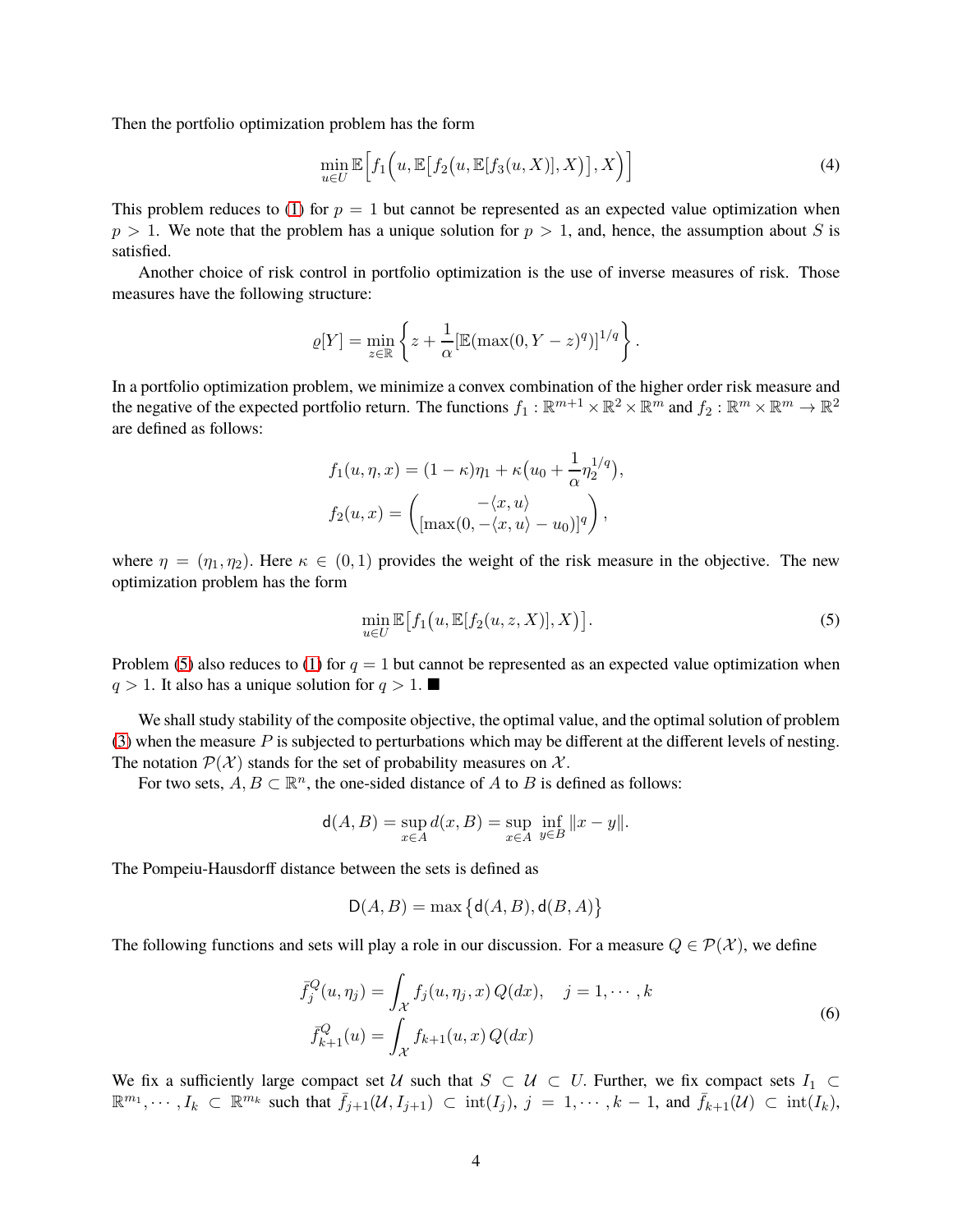Then the portfolio optimization problem has the form

$$\min_{u\in U} \mathbb{E}\Big[f_1\Big(u, \mathbb{E}\big[f_2\big(u, \mathbb{E}[f_3(u,X)], X\big)\big], X\Big)\Big] \tag{4}$$

This problem reduces to (1) for $p = 1$ but cannot be represented as an expected value optimization when $p > 1$. We note that the problem has a unique solution for $p > 1$, and, hence, the assumption about $S$ is satisfied.

Another choice of risk control in portfolio optimization is the use of inverse measures of risk. Those measures have the following structure:

$$\varrho[Y] = \min_{z\in\mathbb{R}} \left\{ z + \frac{1}{\alpha}[\mathbb{E}(\max(0, Y-z)^q)]^{1/q} \right\}.$$

In a portfolio optimization problem, we minimize a convex combination of the higher order risk measure and the negative of the expected portfolio return. The functions $f_1 : \mathbb{R}^{m+1}\times\mathbb{R}^2\times\mathbb{R}^m$ and $f_2 : \mathbb{R}^m\times\mathbb{R}^m \to \mathbb{R}^2$ are defined as follows:

$$f_1(u,\eta,x) = (1-\kappa)\eta_1 + \kappa\big(u_0 + \frac{1}{\alpha}\eta_2^{1/q}\big),$$
$$f_2(u,x) = \begin{pmatrix} -\langle x,u\rangle \\ [\max(0, -\langle x,u\rangle - u_0)]^q \end{pmatrix},$$

where $\eta = (\eta_1, \eta_2)$. Here $\kappa \in (0,1)$ provides the weight of the risk measure in the objective. The new optimization problem has the form

$$\min_{u\in U} \mathbb{E}\big[f_1\big(u, \mathbb{E}[f_2(u,z,X)], X\big)\big]. \tag{5}$$

Problem (5) also reduces to (1) for $q = 1$ but cannot be represented as an expected value optimization when $q > 1$. It also has a unique solution for $q > 1$. ■

We shall study stability of the composite objective, the optimal value, and the optimal solution of problem (3) when the measure $P$ is subjected to perturbations which may be different at the different levels of nesting. The notation $\mathcal{P}(\mathcal{X})$ stands for the set of probability measures on $\mathcal{X}$.

For two sets, $A, B \subset \mathbb{R}^n$, the one-sided distance of $A$ to $B$ is defined as follows:

$$\mathsf{d}(A,B) = \sup_{x\in A} d(x,B) = \sup_{x\in A}\ \inf_{y\in B} \|x-y\|.$$

The Pompeiu-Hausdorff distance between the sets is defined as

$$\mathsf{D}(A,B) = \max\big\{\mathsf{d}(A,B), \mathsf{d}(B,A)\big\}$$

The following functions and sets will play a role in our discussion. For a measure $Q \in \mathcal{P}(\mathcal{X})$, we define

$$\begin{aligned} \bar{f}_j^Q(u,\eta_j) &= \int_{\mathcal{X}} f_j(u,\eta_j,x)\, Q(dx), \quad j = 1,\cdots,k \\ \bar{f}_{k+1}^Q(u) &= \int_{\mathcal{X}} f_{k+1}(u,x)\, Q(dx) \end{aligned} \tag{6}$$

We fix a sufficiently large compact set $\mathcal{U}$ such that $S \subset \mathcal{U} \subset U$. Further, we fix compact sets $I_1 \subset \mathbb{R}^{m_1}, \cdots, I_k \subset \mathbb{R}^{m_k}$ such that $\bar{f}_{j+1}(\mathcal{U}, I_{j+1}) \subset \operatorname{int}(I_j)$, $j = 1,\cdots,k-1$, and $\bar{f}_{k+1}(\mathcal{U}) \subset \operatorname{int}(I_k)$,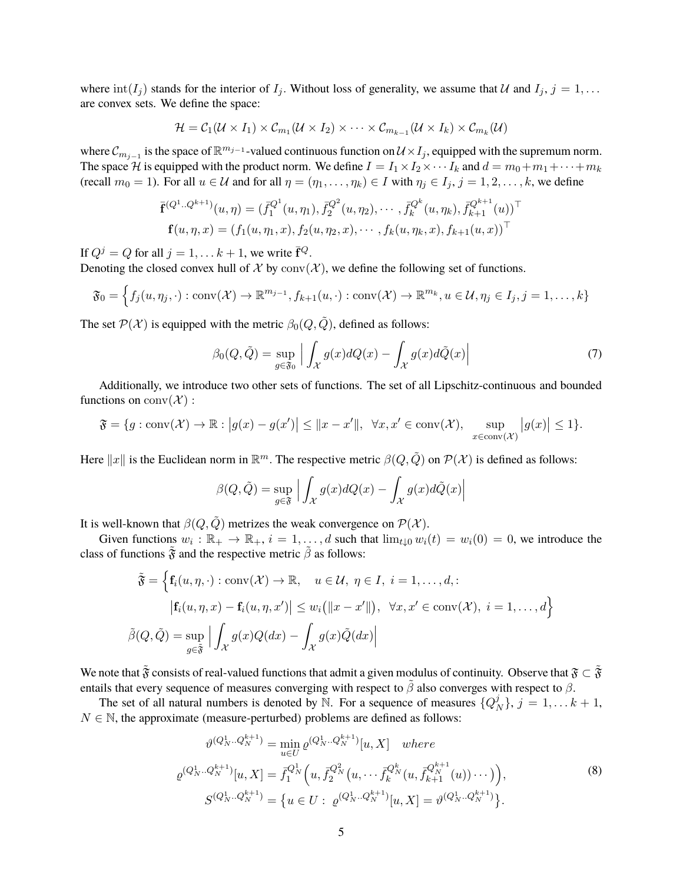where $\mathrm{int}(I_j)$ stands for the interior of $I_j$. Without loss of generality, we assume that $\mathcal{U}$ and $I_j$, $j = 1, \dots$ are convex sets. We define the space:

$$\mathcal{H} = \mathcal{C}_1(\mathcal{U} \times I_1) \times \mathcal{C}_{m_1}(\mathcal{U} \times I_2) \times \cdots \times \mathcal{C}_{m_{k-1}}(\mathcal{U} \times I_k) \times \mathcal{C}_{m_k}(\mathcal{U})$$

where $\mathcal{C}_{m_{j-1}}$ is the space of $\mathbb{R}^{m_{j-1}}$-valued continuous function on $\mathcal{U} \times I_j$, equipped with the supremum norm. The space $\mathcal{H}$ is equipped with the product norm. We define $I = I_1 \times I_2 \times \cdots I_k$ and $d = m_0 + m_1 + \cdots + m_k$ (recall $m_0 = 1$). For all $u \in \mathcal{U}$ and for all $\eta = (\eta_1, \dots, \eta_k) \in I$ with $\eta_j \in I_j$, $j = 1, 2, \dots, k$, we define

$$\bar{\mathbf{f}}^{(Q^1..Q^{k+1})}(u, \eta) = (\bar{f}_1^{Q^1}(u, \eta_1), \bar{f}_2^{Q^2}(u, \eta_2), \cdots, \bar{f}_k^{Q^k}(u, \eta_k), \bar{f}_{k+1}^{Q^{k+1}}(u))^\top$$
$$\mathbf{f}(u, \eta, x) = (f_1(u, \eta_1, x), f_2(u, \eta_2, x), \cdots, f_k(u, \eta_k, x), f_{k+1}(u, x))^\top$$

If $Q^j = Q$ for all $j = 1, \dots k+1$, we write $\bar{\mathbf{f}}^Q$.

Denoting the closed convex hull of $\mathcal{X}$ by $\mathrm{conv}(\mathcal{X})$, we define the following set of functions.

$$\mathfrak{F}_0 = \Big\{ f_j(u, \eta_j, \cdot) : \mathrm{conv}(\mathcal{X}) \to \mathbb{R}^{m_{j-1}}, f_{k+1}(u, \cdot) : \mathrm{conv}(\mathcal{X}) \to \mathbb{R}^{m_k}, u \in \mathcal{U}, \eta_j \in I_j, j = 1, \dots, k \Big\}$$

The set $\mathcal{P}(\mathcal{X})$ is equipped with the metric $\beta_0(Q, \tilde{Q})$, defined as follows:

$$\beta_0(Q, \tilde{Q}) = \sup_{g \in \mathfrak{F}_0} \Big| \int_{\mathcal{X}} g(x) dQ(x) - \int_{\mathcal{X}} g(x) d\tilde{Q}(x) \Big| \tag{7}$$

Additionally, we introduce two other sets of functions. The set of all Lipschitz-continuous and bounded functions on $\mathrm{conv}(\mathcal{X})$ :

$$\mathfrak{F} = \{ g : \mathrm{conv}(\mathcal{X}) \to \mathbb{R} : \big| g(x) - g(x') \big| \le \|x - x'\|, \ \forall x, x' \in \mathrm{conv}(\mathcal{X}), \ \sup_{x \in \mathrm{conv}(\mathcal{X})} \big| g(x) \big| \le 1 \}.$$

Here $\|x\|$ is the Euclidean norm in $\mathbb{R}^m$. The respective metric $\beta(Q, \tilde{Q})$ on $\mathcal{P}(\mathcal{X})$ is defined as follows:

$$\beta(Q, \tilde{Q}) = \sup_{g \in \mathfrak{F}} \Big| \int_{\mathcal{X}} g(x) dQ(x) - \int_{\mathcal{X}} g(x) d\tilde{Q}(x) \Big|$$

It is well-known that $\beta(Q, \tilde{Q})$ metrizes the weak convergence on $\mathcal{P}(\mathcal{X})$.

Given functions $w_i : \mathbb{R}_+ \to \mathbb{R}_+$, $i = 1, \dots, d$ such that $\lim_{t \downarrow 0} w_i(t) = w_i(0) = 0$, we introduce the class of functions $\tilde{\mathfrak{F}}$ and the respective metric $\tilde{\beta}$ as follows:

$$\tilde{\mathfrak{F}} = \Big\{ \mathbf{f}_i(u, \eta, \cdot) : \mathrm{conv}(\mathcal{X}) \to \mathbb{R}, \quad u \in \mathcal{U}, \ \eta \in I, \ i = 1, \dots, d, :$$
$$\big| \mathbf{f}_i(u, \eta, x) - \mathbf{f}_i(u, \eta, x') \big| \le w_i\big( \|x - x'\| \big), \ \forall x, x' \in \mathrm{conv}(\mathcal{X}), \ i = 1, \dots, d \Big\}$$
$$\tilde{\beta}(Q, \tilde{Q}) = \sup_{g \in \tilde{\mathfrak{F}}} \Big| \int_{\mathcal{X}} g(x) Q(dx) - \int_{\mathcal{X}} g(x) \tilde{Q}(dx) \Big|$$

We note that $\tilde{\mathfrak{F}}$ consists of real-valued functions that admit a given modulus of continuity. Observe that $\mathfrak{F} \subset \tilde{\mathfrak{F}}$ entails that every sequence of measures converging with respect to $\tilde{\beta}$ also converges with respect to $\beta$.

The set of all natural numbers is denoted by $\mathbb{N}$. For a sequence of measures $\{Q_N^j\}$, $j = 1, \dots k+1$, $N \in \mathbb{N}$, the approximate (measure-perturbed) problems are defined as follows:

$$\begin{aligned}
\vartheta^{(Q_N^1..Q_N^{k+1})} &= \min_{u \in U} \varrho^{(Q_N^1..Q_N^{k+1})}[u, X] \quad where \\
\varrho^{(Q_N^1..Q_N^{k+1})}[u, X] &= \bar{f}_1^{Q_N^1}\Big( u, \bar{f}_2^{Q_N^2}\big( u, \cdots \bar{f}_k^{Q_N^k}(u, \bar{f}_{k+1}^{Q_N^{k+1}}(u)) \cdots \big) \Big), \\
S^{(Q_N^1..Q_N^{k+1})} &= \big\{ u \in U : \ \varrho^{(Q_N^1..Q_N^{k+1})}[u, X] = \vartheta^{(Q_N^1..Q_N^{k+1})} \big\}.
\end{aligned} \tag{8}$$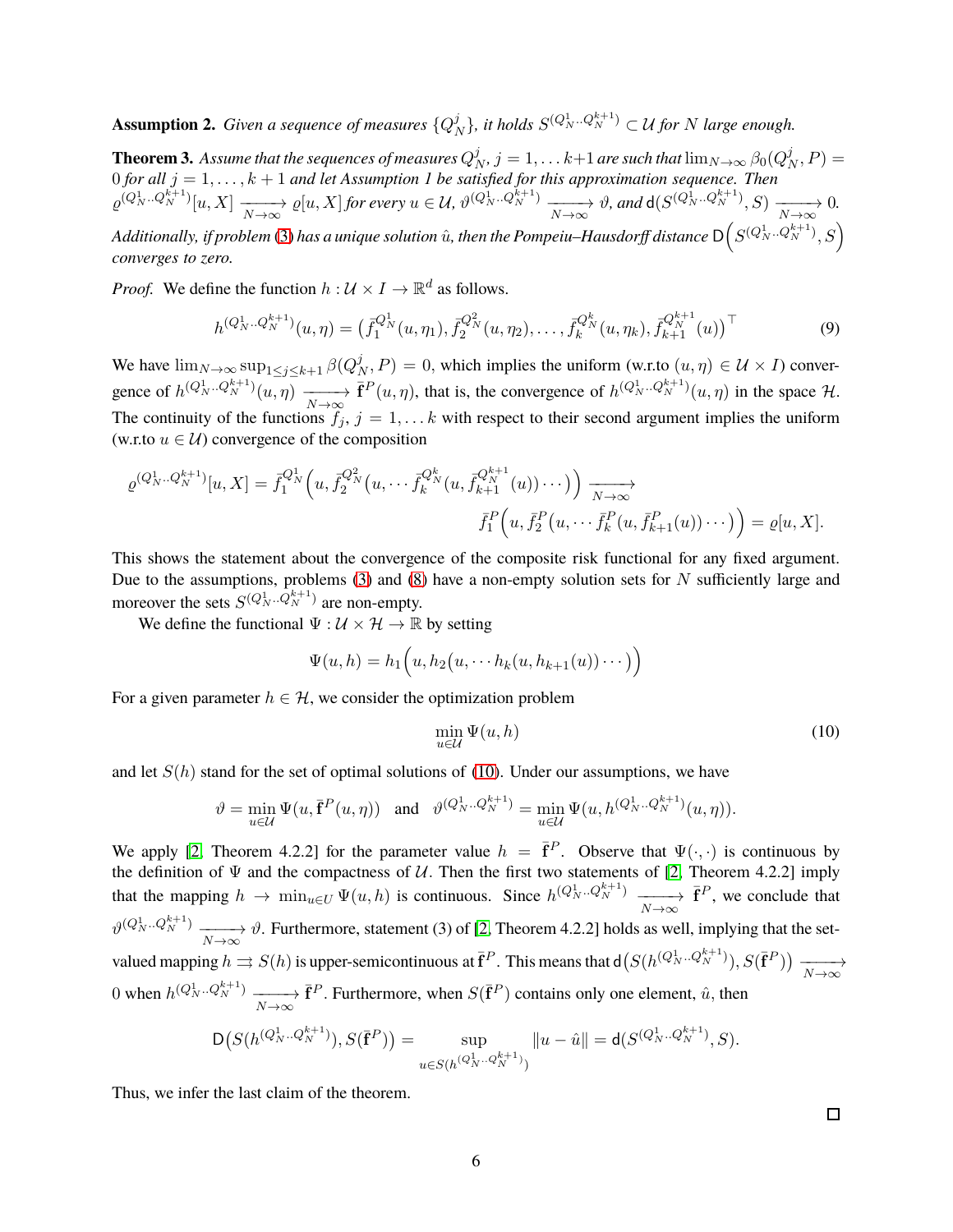**Assumption 2.** *Given a sequence of measures $\{Q_N^j\}$, it holds $S^{(Q_N^1..Q_N^{k+1})} \subset \mathcal{U}$ for $N$ large enough.*

**Theorem 3.** *Assume that the sequences of measures $Q_N^j$, $j = 1, \dots k{+}1$ are such that $\lim_{N\to\infty} \beta_0(Q_N^j, P) = 0$ for all $j = 1, \dots, k+1$ and let Assumption 1 be satisfied for this approximation sequence. Then $\varrho^{(Q_N^1..Q_N^{k+1})}[u, X] \xrightarrow[N\to\infty]{} \varrho[u, X]$ for every $u \in \mathcal{U}$, $\vartheta^{(Q_N^1..Q_N^{k+1})} \xrightarrow[N\to\infty]{} \vartheta$, and $\mathsf{d}(S^{(Q_N^1..Q_N^{k+1})}, S) \xrightarrow[N\to\infty]{} 0$. Additionally, if problem (3) has a unique solution $\hat{u}$, then the Pompeiu–Hausdorff distance $\mathsf{D}\Big(S^{(Q_N^1..Q_N^{k+1})}, S\Big)$ converges to zero.*

*Proof.* We define the function $h : \mathcal{U} \times I \to \mathbb{R}^d$ as follows.

$$h^{(Q_N^1..Q_N^{k+1})}(u, \eta) = \big(\bar{f}_1^{Q_N^1}(u, \eta_1), \bar{f}_2^{Q_N^2}(u, \eta_2), \dots, \bar{f}_k^{Q_N^k}(u, \eta_k), \bar{f}_{k+1}^{Q_N^{k+1}}(u)\big)^\top \tag{9}$$

We have $\lim_{N\to\infty} \sup_{1\le j\le k+1} \beta(Q_N^j, P) = 0$, which implies the uniform (w.r.to $(u, \eta) \in \mathcal{U} \times I$) convergence of $h^{(Q_N^1..Q_N^{k+1})}(u, \eta) \xrightarrow[N\to\infty]{} \bar{\mathbf{f}}^P(u, \eta)$, that is, the convergence of $h^{(Q_N^1..Q_N^{k+1})}(u, \eta)$ in the space $\mathcal{H}$. The continuity of the functions $f_j$, $j = 1, \dots k$ with respect to their second argument implies the uniform (w.r.to $u \in \mathcal{U}$) convergence of the composition

$$\varrho^{(Q_N^1..Q_N^{k+1})}[u, X] = \bar{f}_1^{Q_N^1}\Big(u, \bar{f}_2^{Q_N^2}\big(u, \cdots \bar{f}_k^{Q_N^k}(u, \bar{f}_{k+1}^{Q_N^{k+1}}(u)) \cdots\big)\Big) \xrightarrow[N\to\infty]{} \bar{f}_1^P\Big(u, \bar{f}_2^P\big(u, \cdots \bar{f}_k^P(u, \bar{f}_{k+1}^P(u)) \cdots\big)\Big) = \varrho[u, X].$$

This shows the statement about the convergence of the composite risk functional for any fixed argument. Due to the assumptions, problems (3) and (8) have a non-empty solution sets for $N$ sufficiently large and moreover the sets $S^{(Q_N^1..Q_N^{k+1})}$ are non-empty.

We define the functional $\Psi : \mathcal{U} \times \mathcal{H} \to \mathbb{R}$ by setting

$$\Psi(u, h) = h_1\Big(u, h_2\big(u, \cdots h_k(u, h_{k+1}(u)) \cdots\big)\Big)$$

For a given parameter $h \in \mathcal{H}$, we consider the optimization problem

$$\min_{u\in\mathcal{U}} \Psi(u, h) \tag{10}$$

and let $S(h)$ stand for the set of optimal solutions of (10). Under our assumptions, we have

$$\vartheta = \min_{u\in\mathcal{U}} \Psi(u, \bar{\mathbf{f}}^P(u, \eta)) \quad \text{and} \quad \vartheta^{(Q_N^1..Q_N^{k+1})} = \min_{u\in\mathcal{U}} \Psi(u, h^{(Q_N^1..Q_N^{k+1})}(u, \eta)).$$

We apply [2, Theorem 4.2.2] for the parameter value $h = \bar{\mathbf{f}}^P$. Observe that $\Psi(\cdot, \cdot)$ is continuous by the definition of $\Psi$ and the compactness of $\mathcal{U}$. Then the first two statements of [2, Theorem 4.2.2] imply that the mapping $h \to \min_{u\in U} \Psi(u, h)$ is continuous. Since $h^{(Q_N^1..Q_N^{k+1})} \xrightarrow[N\to\infty]{} \bar{\mathbf{f}}^P$, we conclude that $\vartheta^{(Q_N^1..Q_N^{k+1})} \xrightarrow[N\to\infty]{} \vartheta$. Furthermore, statement (3) of [2, Theorem 4.2.2] holds as well, implying that the set-valued mapping $h \rightrightarrows S(h)$ is upper-semicontinuous at $\bar{\mathbf{f}}^P$. This means that $\mathsf{d}\big(S(h^{(Q_N^1..Q_N^{k+1})}), S(\bar{\mathbf{f}}^P)\big) \xrightarrow[N\to\infty]{} 0$ when $h^{(Q_N^1..Q_N^{k+1})} \xrightarrow[N\to\infty]{} \bar{\mathbf{f}}^P$. Furthermore, when $S(\bar{\mathbf{f}}^P)$ contains only one element, $\hat{u}$, then

$$\mathsf{D}\big(S(h^{(Q_N^1..Q_N^{k+1})}), S(\bar{\mathbf{f}}^P)\big) = \sup_{u\in S(h^{(Q_N^1..Q_N^{k+1})})} \|u - \hat{u}\| = \mathsf{d}(S^{(Q_N^1..Q_N^{k+1})}, S).$$

Thus, we infer the last claim of the theorem.

$\square$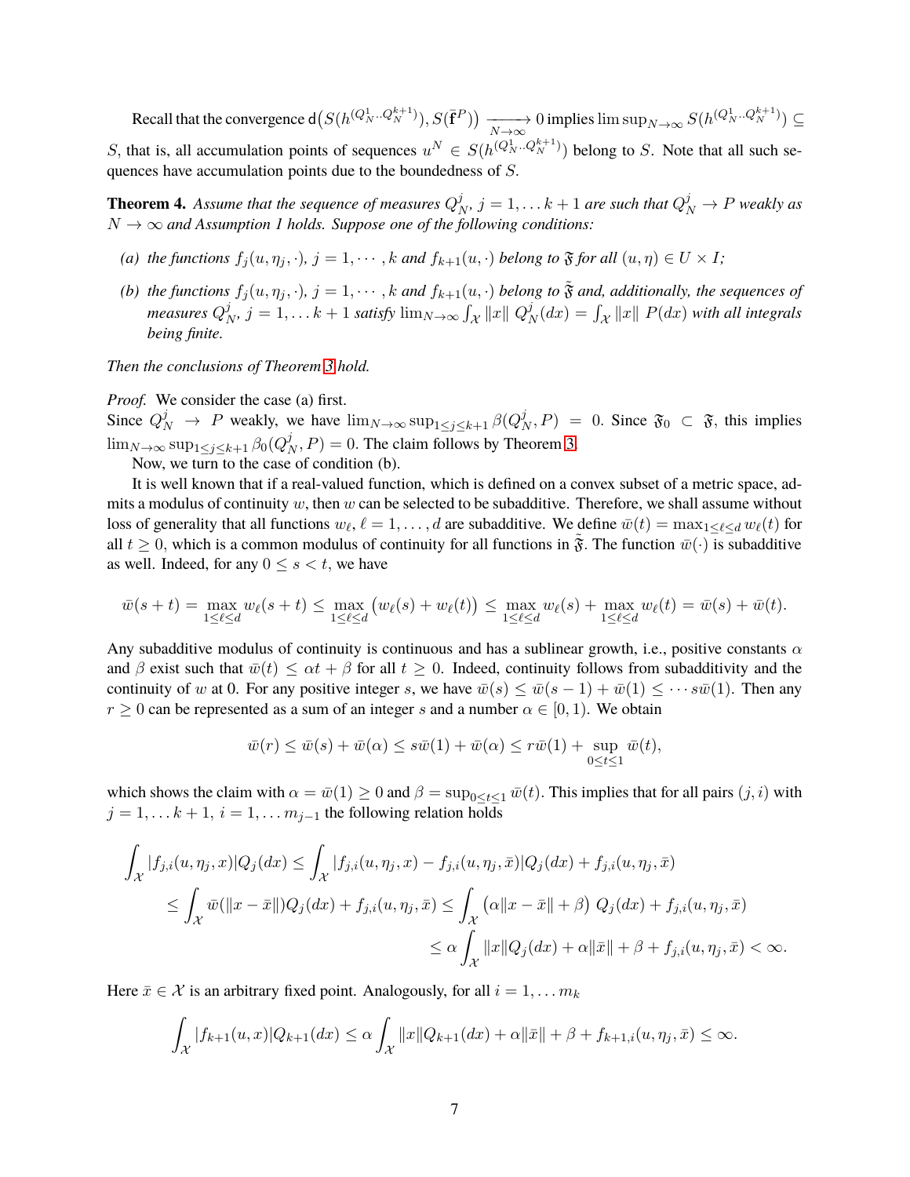Recall that the convergence $\mathsf{d}\big(S(h^{(Q_N^1..Q_N^{k+1})}), S(\bar{\mathbf{f}}^P)\big) \xrightarrow[N\to\infty]{} 0$ implies $\limsup_{N\to\infty} S(h^{(Q_N^1..Q_N^{k+1})}) \subseteq S$, that is, all accumulation points of sequences $u^N \in S(h^{(Q_N^1..Q_N^{k+1})})$ belong to $S$. Note that all such sequences have accumulation points due to the boundedness of $S$.

**Theorem 4.** *Assume that the sequence of measures $Q_N^j$, $j = 1,\dots k+1$ are such that $Q_N^j \to P$ weakly as $N \to \infty$ and Assumption 1 holds. Suppose one of the following conditions:*

*(a) the functions $f_j(u, \eta_j, \cdot)$, $j = 1, \cdots, k$ and $f_{k+1}(u, \cdot)$ belong to $\mathfrak{F}$ for all $(u, \eta) \in U \times I$;*

*(b) the functions $f_j(u, \eta_j, \cdot)$, $j = 1, \cdots, k$ and $f_{k+1}(u, \cdot)$ belong to $\tilde{\mathfrak{F}}$ and, additionally, the sequences of measures $Q_N^j$, $j = 1,\dots k+1$ satisfy $\lim_{N\to\infty} \int_{\mathcal{X}} \|x\|\ Q_N^j(dx) = \int_{\mathcal{X}} \|x\|\ P(dx)$ with all integrals being finite.*

*Then the conclusions of Theorem 3 hold.*

*Proof.* We consider the case (a) first.
Since $Q_N^j \to P$ weakly, we have $\lim_{N\to\infty} \sup_{1\le j\le k+1} \beta(Q_N^j, P) = 0$. Since $\mathfrak{F}_0 \subset \mathfrak{F}$, this implies $\lim_{N\to\infty} \sup_{1\le j\le k+1} \beta_0(Q_N^j, P) = 0$. The claim follows by Theorem 3.

Now, we turn to the case of condition (b).

It is well known that if a real-valued function, which is defined on a convex subset of a metric space, admits a modulus of continuity $w$, then $w$ can be selected to be subadditive. Therefore, we shall assume without loss of generality that all functions $w_\ell$, $\ell = 1, \dots, d$ are subadditive. We define $\bar{w}(t) = \max_{1\le\ell\le d} w_\ell(t)$ for all $t \ge 0$, which is a common modulus of continuity for all functions in $\tilde{\mathfrak{F}}$. The function $\bar{w}(\cdot)$ is subadditive as well. Indeed, for any $0 \le s < t$, we have

$$\bar{w}(s+t) = \max_{1\le\ell\le d} w_\ell(s+t) \le \max_{1\le\ell\le d} \big(w_\ell(s) + w_\ell(t)\big) \le \max_{1\le\ell\le d} w_\ell(s) + \max_{1\le\ell\le d} w_\ell(t) = \bar{w}(s) + \bar{w}(t).$$

Any subadditive modulus of continuity is continuous and has a sublinear growth, i.e., positive constants $\alpha$ and $\beta$ exist such that $\bar{w}(t) \le \alpha t + \beta$ for all $t \ge 0$. Indeed, continuity follows from subadditivity and the continuity of $w$ at 0. For any positive integer $s$, we have $\bar{w}(s) \le \bar{w}(s-1) + \bar{w}(1) \le \cdots s\bar{w}(1)$. Then any $r \ge 0$ can be represented as a sum of an integer $s$ and a number $\alpha \in [0, 1)$. We obtain

$$\bar{w}(r) \le \bar{w}(s) + \bar{w}(\alpha) \le s\bar{w}(1) + \bar{w}(\alpha) \le r\bar{w}(1) + \sup_{0\le t\le 1} \bar{w}(t),$$

which shows the claim with $\alpha = \bar{w}(1) \ge 0$ and $\beta = \sup_{0\le t\le 1} \bar{w}(t)$. This implies that for all pairs $(j, i)$ with $j = 1, \dots k+1$, $i = 1, \dots m_{j-1}$ the following relation holds

$$\begin{aligned}
\int_{\mathcal{X}} |f_{j,i}(u, \eta_j, x)| Q_j(dx) &\le \int_{\mathcal{X}} |f_{j,i}(u, \eta_j, x) - f_{j,i}(u, \eta_j, \bar{x})| Q_j(dx) + f_{j,i}(u, \eta_j, \bar{x}) \\
&\le \int_{\mathcal{X}} \bar{w}(\|x - \bar{x}\|) Q_j(dx) + f_{j,i}(u, \eta_j, \bar{x}) \le \int_{\mathcal{X}} \big(\alpha\|x - \bar{x}\| + \beta\big)\ Q_j(dx) + f_{j,i}(u, \eta_j, \bar{x}) \\
&\le \alpha \int_{\mathcal{X}} \|x\| Q_j(dx) + \alpha\|\bar{x}\| + \beta + f_{j,i}(u, \eta_j, \bar{x}) < \infty.
\end{aligned}$$

Here $\bar{x} \in \mathcal{X}$ is an arbitrary fixed point. Analogously, for all $i = 1, \dots m_k$

$$\int_{\mathcal{X}} |f_{k+1}(u, x)| Q_{k+1}(dx) \le \alpha \int_{\mathcal{X}} \|x\| Q_{k+1}(dx) + \alpha\|\bar{x}\| + \beta + f_{k+1,i}(u, \eta_j, \bar{x}) \le \infty.$$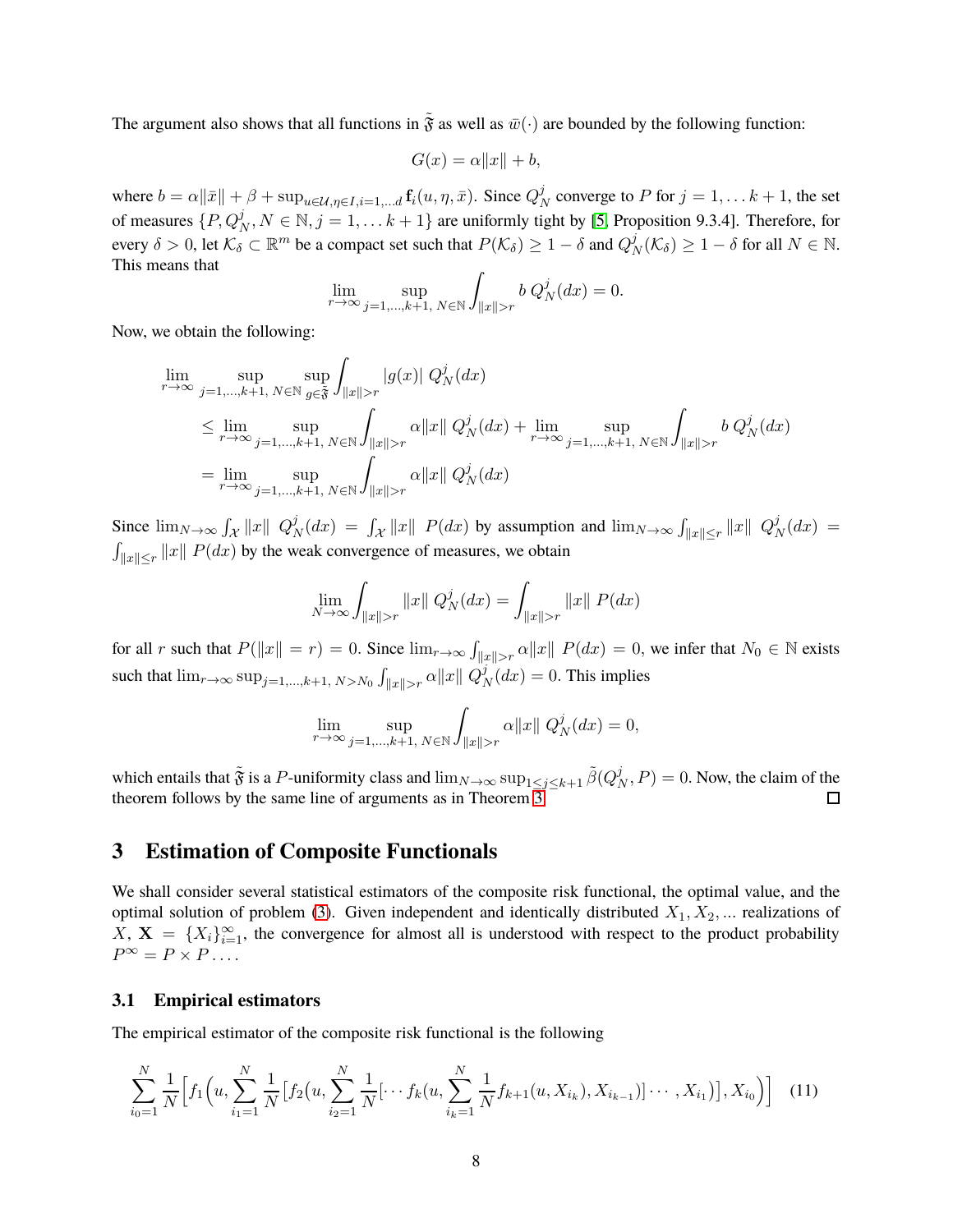The argument also shows that all functions in $\tilde{\mathfrak{F}}$ as well as $\bar{w}(\cdot)$ are bounded by the following function:

$$
G(x) = \alpha\|x\| + b,
$$

where $b = \alpha\|\bar{x}\| + \beta + \sup_{u\in\mathcal{U},\eta\in I, i=1,\dots d} \mathbf{f}_i(u,\eta,\bar{x})$. Since $Q_N^j$ converge to $P$ for $j = 1,\dots k+1$, the set of measures $\{P, Q_N^j, N \in \mathbb{N}, j = 1,\dots k+1\}$ are uniformly tight by [5, Proposition 9.3.4]. Therefore, for every $\delta > 0$, let $\mathcal{K}_\delta \subset \mathbb{R}^m$ be a compact set such that $P(\mathcal{K}_\delta) \geq 1-\delta$ and $Q_N^j(\mathcal{K}_\delta) \geq 1-\delta$ for all $N \in \mathbb{N}$. This means that

$$
\lim_{r\to\infty} \sup_{j=1,\dots,k+1,\ N\in\mathbb{N}} \int_{\|x\|>r} b\, Q_N^j(dx) = 0.
$$

Now, we obtain the following:

$$
\begin{aligned}
\lim_{r\to\infty} &\sup_{j=1,\dots,k+1,\ N\in\mathbb{N}} \sup_{g\in\tilde{\mathfrak{F}}} \int_{\|x\|>r} |g(x)|\; Q_N^j(dx) \\
&\leq \lim_{r\to\infty} \sup_{j=1,\dots,k+1,\ N\in\mathbb{N}} \int_{\|x\|>r} \alpha\|x\|\; Q_N^j(dx) + \lim_{r\to\infty} \sup_{j=1,\dots,k+1,\ N\in\mathbb{N}} \int_{\|x\|>r} b\; Q_N^j(dx) \\
&= \lim_{r\to\infty} \sup_{j=1,\dots,k+1,\ N\in\mathbb{N}} \int_{\|x\|>r} \alpha\|x\|\; Q_N^j(dx)
\end{aligned}
$$

Since $\lim_{N\to\infty} \int_{\mathcal{X}} \|x\|\; Q_N^j(dx) = \int_{\mathcal{X}} \|x\|\; P(dx)$ by assumption and $\lim_{N\to\infty} \int_{\|x\|\leq r} \|x\|\; Q_N^j(dx) = \int_{\|x\|\leq r} \|x\|\; P(dx)$ by the weak convergence of measures, we obtain

$$
\lim_{N\to\infty} \int_{\|x\|>r} \|x\|\; Q_N^j(dx) = \int_{\|x\|>r} \|x\|\; P(dx)
$$

for all $r$ such that $P(\|x\| = r) = 0$. Since $\lim_{r\to\infty} \int_{\|x\|>r} \alpha\|x\|\; P(dx) = 0$, we infer that $N_0 \in \mathbb{N}$ exists such that $\lim_{r\to\infty} \sup_{j=1,\dots,k+1,\ N>N_0} \int_{\|x\|>r} \alpha\|x\|\; Q_N^j(dx) = 0$. This implies

$$
\lim_{r\to\infty} \sup_{j=1,\dots,k+1,\ N\in\mathbb{N}} \int_{\|x\|>r} \alpha\|x\|\; Q_N^j(dx) = 0,
$$

which entails that $\tilde{\mathfrak{F}}$ is a $P$-uniformity class and $\lim_{N\to\infty} \sup_{1\leq j\leq k+1} \tilde{\beta}(Q_N^j, P) = 0$. Now, the claim of the theorem follows by the same line of arguments as in Theorem 3. □

## 3 Estimation of Composite Functionals

We shall consider several statistical estimators of the composite risk functional, the optimal value, and the optimal solution of problem (3). Given independent and identically distributed $X_1, X_2, \dots$ realizations of $X$, $\mathbf{X} = \{X_i\}_{i=1}^\infty$, the convergence for almost all is understood with respect to the product probability $P^\infty = P \times P \dots$.

### 3.1 Empirical estimators

The empirical estimator of the composite risk functional is the following

$$
\sum_{i_0=1}^{N} \frac{1}{N}\Big[f_1\Big(u, \sum_{i_1=1}^{N} \frac{1}{N}\big[f_2(u, \sum_{i_2=1}^{N} \frac{1}{N}[\cdots f_k(u, \sum_{i_k=1}^{N} \frac{1}{N} f_{k+1}(u, X_{i_k}), X_{i_{k-1}})]\cdots, X_{i_1})\big], X_{i_0}\Big)\Big] \quad (11)
$$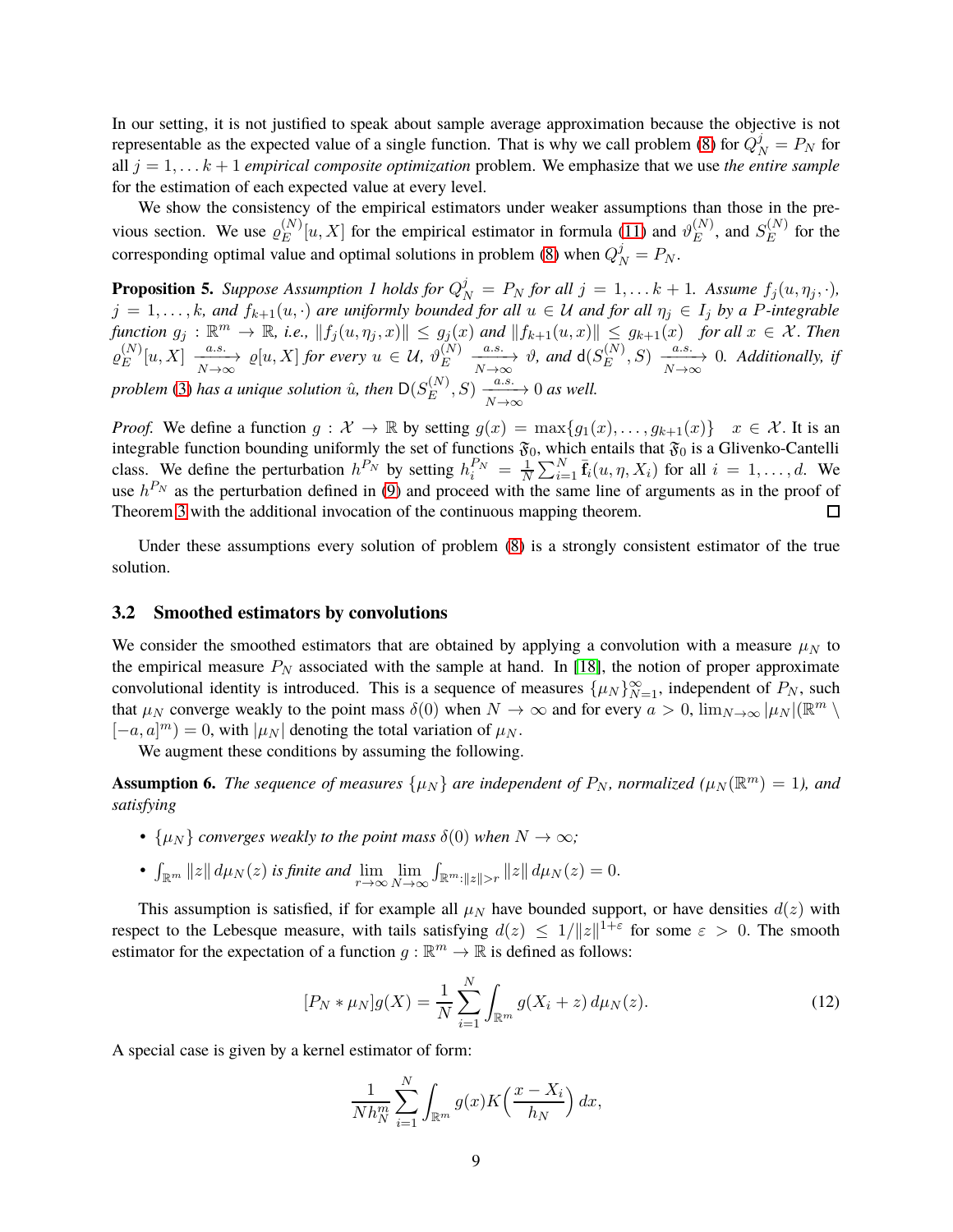In our setting, it is not justified to speak about sample average approximation because the objective is not representable as the expected value of a single function. That is why we call problem (8) for $Q_N^j = P_N$ for all $j = 1, \dots k+1$ *empirical composite optimization* problem. We emphasize that we use *the entire sample* for the estimation of each expected value at every level.

We show the consistency of the empirical estimators under weaker assumptions than those in the previous section. We use $\varrho_E^{(N)}[u, X]$ for the empirical estimator in formula (11) and $\vartheta_E^{(N)}$, and $S_E^{(N)}$ for the corresponding optimal value and optimal solutions in problem (8) when $Q_N^j = P_N$.

**Proposition 5.** *Suppose Assumption 1 holds for $Q_N^j = P_N$ for all $j = 1, \dots k+1$. Assume $f_j(u, \eta_j, \cdot)$, $j = 1, \dots, k$, and $f_{k+1}(u, \cdot)$ are uniformly bounded for all $u \in \mathcal{U}$ and for all $\eta_j \in I_j$ by a $P$-integrable function $g_j : \mathbb{R}^m \to \mathbb{R}$, i.e., $\|f_j(u, \eta_j, x)\| \leq g_j(x)$ and $\|f_{k+1}(u, x)\| \leq g_{k+1}(x)$ for all $x \in \mathcal{X}$. Then $\varrho_E^{(N)}[u, X] \xrightarrow[N\to\infty]{a.s.} \varrho[u, X]$ for every $u \in \mathcal{U}$, $\vartheta_E^{(N)} \xrightarrow[N\to\infty]{a.s.} \vartheta$, and $\mathsf{d}(S_E^{(N)}, S) \xrightarrow[N\to\infty]{a.s.} 0$. Additionally, if problem (3) has a unique solution $\hat{u}$, then $\mathsf{D}(S_E^{(N)}, S) \xrightarrow[N\to\infty]{a.s.} 0$ as well.*

*Proof.* We define a function $g : \mathcal{X} \to \mathbb{R}$ by setting $g(x) = \max\{g_1(x), \dots, g_{k+1}(x)\} \quad x \in \mathcal{X}$. It is an integrable function bounding uniformly the set of functions $\mathfrak{F}_0$, which entails that $\mathfrak{F}_0$ is a Glivenko-Cantelli class. We define the perturbation $h^{P_N}$ by setting $h_i^{P_N} = \frac{1}{N}\sum_{i=1}^{N} \bar{\mathbf{f}}_i(u, \eta, X_i)$ for all $i = 1, \dots, d$. We use $h^{P_N}$ as the perturbation defined in (9) and proceed with the same line of arguments as in the proof of Theorem 3 with the additional invocation of the continuous mapping theorem. $\square$

Under these assumptions every solution of problem (8) is a strongly consistent estimator of the true solution.

### 3.2 Smoothed estimators by convolutions

We consider the smoothed estimators that are obtained by applying a convolution with a measure $\mu_N$ to the empirical measure $P_N$ associated with the sample at hand. In [18], the notion of proper approximate convolutional identity is introduced. This is a sequence of measures $\{\mu_N\}_{N=1}^{\infty}$, independent of $P_N$, such that $\mu_N$ converge weakly to the point mass $\delta(0)$ when $N \to \infty$ and for every $a > 0$, $\lim_{N\to\infty} |\mu_N|(\mathbb{R}^m \setminus [-a, a]^m) = 0$, with $|\mu_N|$ denoting the total variation of $\mu_N$.

We augment these conditions by assuming the following.

**Assumption 6.** *The sequence of measures $\{\mu_N\}$ are independent of $P_N$, normalized ($\mu_N(\mathbb{R}^m) = 1$), and satisfying*

- *$\{\mu_N\}$ converges weakly to the point mass $\delta(0)$ when $N \to \infty$;*
- *$\int_{\mathbb{R}^m} \|z\| \, d\mu_N(z)$ is finite and $\lim\limits_{r\to\infty} \lim\limits_{N\to\infty} \int_{\mathbb{R}^m : \|z\| > r} \|z\| \, d\mu_N(z) = 0$.*

This assumption is satisfied, if for example all $\mu_N$ have bounded support, or have densities $d(z)$ with respect to the Lebesgue measure, with tails satisfying $d(z) \leq 1/\|z\|^{1+\varepsilon}$ for some $\varepsilon > 0$. The smooth estimator for the expectation of a function $g : \mathbb{R}^m \to \mathbb{R}$ is defined as follows:

$$[P_N * \mu_N] g(X) = \frac{1}{N} \sum_{i=1}^{N} \int_{\mathbb{R}^m} g(X_i + z) \, d\mu_N(z). \tag{12}$$

A special case is given by a kernel estimator of form:

$$\frac{1}{N h_N^m} \sum_{i=1}^{N} \int_{\mathbb{R}^m} g(x) K\Big(\frac{x - X_i}{h_N}\Big) \, dx,$$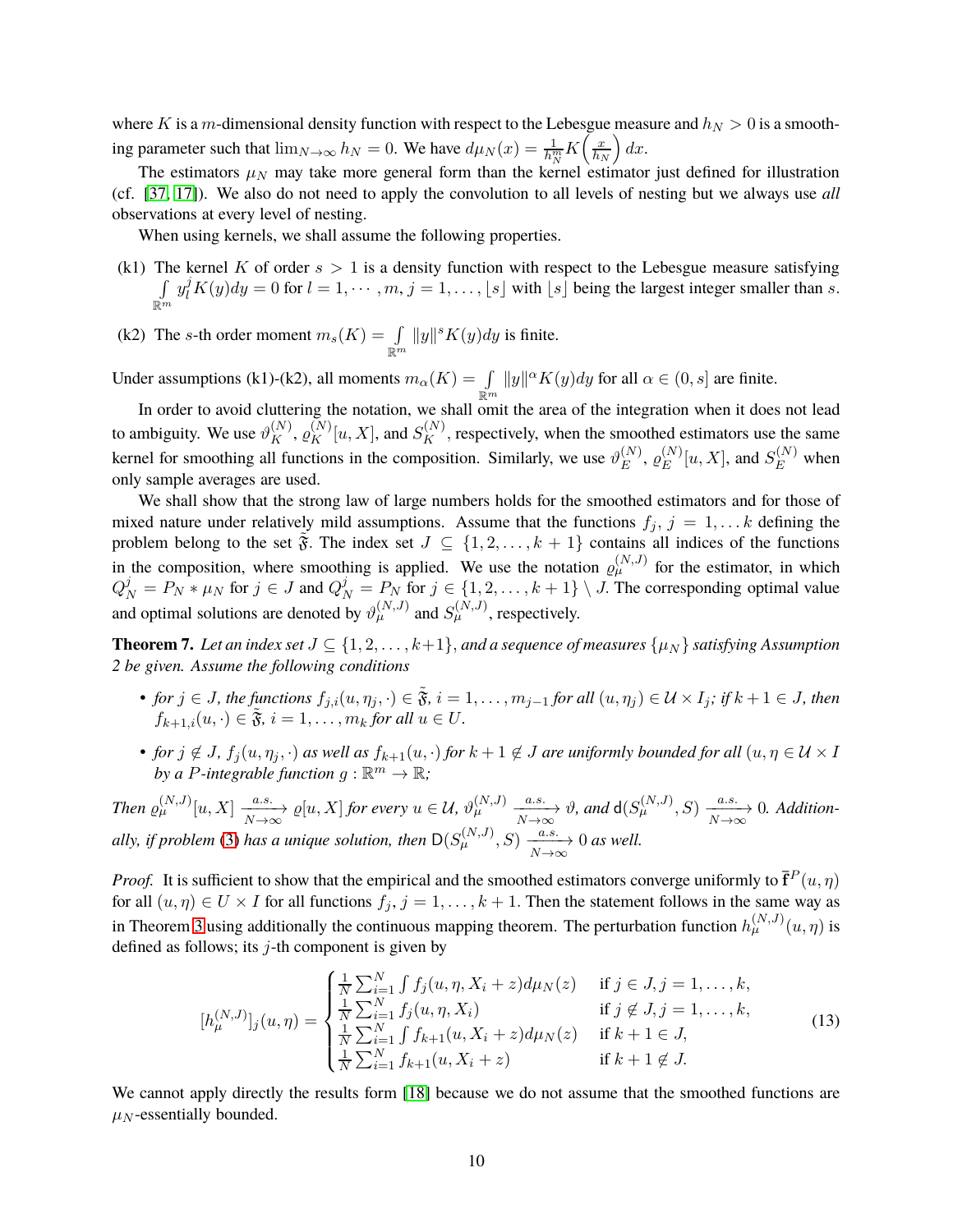where $K$ is a $m$-dimensional density function with respect to the Lebesgue measure and $h_N > 0$ is a smoothing parameter such that $\lim_{N\to\infty} h_N = 0$. We have $d\mu_N(x) = \frac{1}{h_N^m} K\Big(\frac{x}{h_N}\Big)\, dx$.

The estimators $\mu_N$ may take more general form than the kernel estimator just defined for illustration (cf. [37, 17]). We also do not need to apply the convolution to all levels of nesting but we always use *all* observations at every level of nesting.

When using kernels, we shall assume the following properties.

(k1) The kernel $K$ of order $s > 1$ is a density function with respect to the Lebesgue measure satisfying $\int\limits_{\mathbb{R}^m} y_l^j K(y)dy = 0$ for $l = 1, \cdots, m$, $j = 1, \ldots, \lfloor s \rfloor$ with $\lfloor s \rfloor$ being the largest integer smaller than $s$.

(k2) The $s$-th order moment $m_s(K) = \int\limits_{\mathbb{R}^m} \|y\|^s K(y)dy$ is finite.

Under assumptions (k1)-(k2), all moments $m_\alpha(K) = \int\limits_{\mathbb{R}^m} \|y\|^\alpha K(y)dy$ for all $\alpha \in (0, s]$ are finite.

In order to avoid cluttering the notation, we shall omit the area of the integration when it does not lead to ambiguity. We use $\vartheta_K^{(N)}$, $\varrho_K^{(N)}[u, X]$, and $S_K^{(N)}$, respectively, when the smoothed estimators use the same kernel for smoothing all functions in the composition. Similarly, we use $\vartheta_E^{(N)}$, $\varrho_E^{(N)}[u, X]$, and $S_E^{(N)}$ when only sample averages are used.

We shall show that the strong law of large numbers holds for the smoothed estimators and for those of mixed nature under relatively mild assumptions. Assume that the functions $f_j$, $j = 1, \ldots k$ defining the problem belong to the set $\tilde{\mathfrak{F}}$. The index set $J \subseteq \{1, 2, \ldots, k+1\}$ contains all indices of the functions in the composition, where smoothing is applied. We use the notation $\varrho_\mu^{(N,J)}$ for the estimator, in which $Q_N^j = P_N * \mu_N$ for $j \in J$ and $Q_N^j = P_N$ for $j \in \{1, 2, \ldots, k+1\} \setminus J$. The corresponding optimal value and optimal solutions are denoted by $\vartheta_\mu^{(N,J)}$ and $S_\mu^{(N,J)}$, respectively.

**Theorem 7.** *Let an index set $J \subseteq \{1, 2, \ldots, k+1\}$, and a sequence of measures $\{\mu_N\}$ satisfying Assumption 2 be given. Assume the following conditions*

- *for $j \in J$, the functions $f_{j,i}(u, \eta_j, \cdot) \in \tilde{\mathfrak{F}}$, $i = 1, \ldots, m_{j-1}$ for all $(u, \eta_j) \in \mathcal{U} \times I_j$; if $k+1 \in J$, then $f_{k+1,i}(u, \cdot) \in \tilde{\mathfrak{F}}$, $i = 1, \ldots, m_k$ for all $u \in U$.*
- *for $j \notin J$, $f_j(u, \eta_j, \cdot)$ as well as $f_{k+1}(u, \cdot)$ for $k+1 \notin J$ are uniformly bounded for all $(u, \eta \in \mathcal{U} \times I$ by a $P$-integrable function $g : \mathbb{R}^m \to \mathbb{R}$;*

*Then $\varrho_\mu^{(N,J)}[u, X] \xrightarrow[N\to\infty]{a.s.} \varrho[u, X]$ for every $u \in \mathcal{U}$, $\vartheta_\mu^{(N,J)} \xrightarrow[N\to\infty]{a.s.} \vartheta$, and $\mathsf{d}(S_\mu^{(N,J)}, S) \xrightarrow[N\to\infty]{a.s.} 0$. Additionally, if problem (3) has a unique solution, then $\mathsf{D}(S_\mu^{(N,J)}, S) \xrightarrow[N\to\infty]{a.s.} 0$ as well.*

*Proof.* It is sufficient to show that the empirical and the smoothed estimators converge uniformly to $\bar{\mathbf{f}}^P(u, \eta)$ for all $(u, \eta) \in U \times I$ for all functions $f_j$, $j = 1, \ldots, k+1$. Then the statement follows in the same way as in Theorem 3 using additionally the continuous mapping theorem. The perturbation function $h_\mu^{(N,J)}(u, \eta)$ is defined as follows; its $j$-th component is given by

$$
[h_\mu^{(N,J)}]_j(u, \eta) = \begin{cases} \frac{1}{N}\sum_{i=1}^N \int f_j(u, \eta, X_i + z) d\mu_N(z) & \text{if } j \in J, j = 1, \ldots, k, \\ \frac{1}{N}\sum_{i=1}^N f_j(u, \eta, X_i) & \text{if } j \notin J, j = 1, \ldots, k, \\ \frac{1}{N}\sum_{i=1}^N \int f_{k+1}(u, X_i + z) d\mu_N(z) & \text{if } k+1 \in J, \\ \frac{1}{N}\sum_{i=1}^N f_{k+1}(u, X_i + z) & \text{if } k+1 \notin J. \end{cases} \tag{13}
$$

We cannot apply directly the results form [18] because we do not assume that the smoothed functions are $\mu_N$-essentially bounded.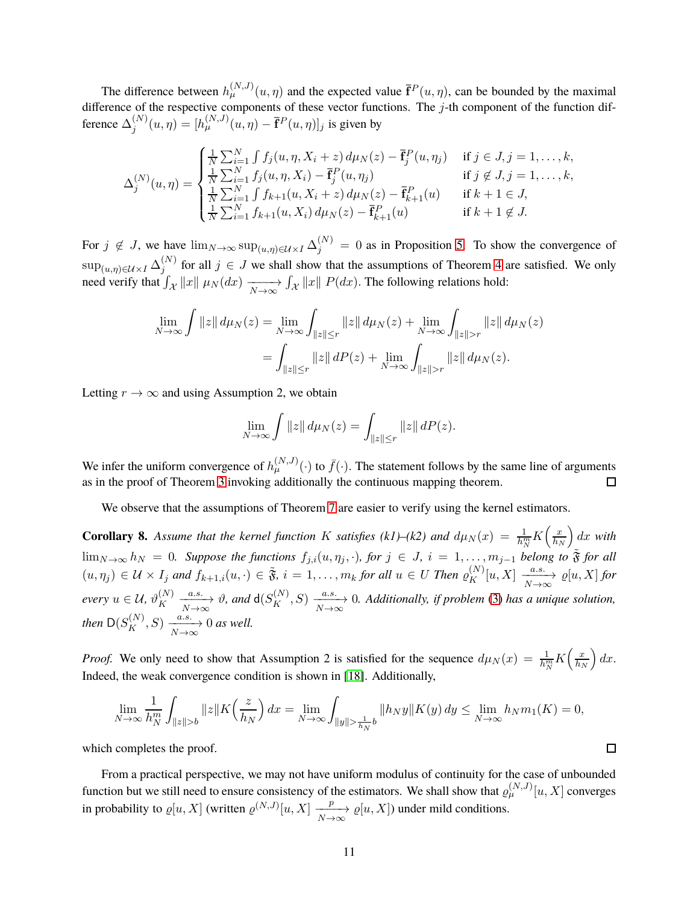The difference between $h_\mu^{(N,J)}(u,\eta)$ and the expected value $\bar{\mathbf{f}}^P(u,\eta)$, can be bounded by the maximal difference of the respective components of these vector functions. The $j$-th component of the function difference $\Delta_j^{(N)}(u,\eta) = [h_\mu^{(N,J)}(u,\eta) - \bar{\mathbf{f}}^P(u,\eta)]_j$ is given by

$$
\Delta_j^{(N)}(u,\eta) = \begin{cases} \frac{1}{N}\sum_{i=1}^N \int f_j(u,\eta,X_i+z)\,d\mu_N(z) - \bar{\mathbf{f}}_j^P(u,\eta_j) & \text{if } j\in J, j=1,\dots,k,\\ \frac{1}{N}\sum_{i=1}^N f_j(u,\eta,X_i) - \bar{\mathbf{f}}_j^P(u,\eta_j) & \text{if } j\notin J, j=1,\dots,k,\\ \frac{1}{N}\sum_{i=1}^N \int f_{k+1}(u,X_i+z)\,d\mu_N(z) - \bar{\mathbf{f}}_{k+1}^P(u) & \text{if } k+1\in J,\\ \frac{1}{N}\sum_{i=1}^N f_{k+1}(u,X_i)\,d\mu_N(z) - \bar{\mathbf{f}}_{k+1}^P(u) & \text{if } k+1\notin J. \end{cases}
$$

For $j\notin J$, we have $\lim_{N\to\infty}\sup_{(u,\eta)\in\mathcal{U}\times I}\Delta_j^{(N)} = 0$ as in Proposition 5. To show the convergence of $\sup_{(u,\eta)\in\mathcal{U}\times I}\Delta_j^{(N)}$ for all $j\in J$ we shall show that the assumptions of Theorem 4 are satisfied. We only need verify that $\int_{\mathcal{X}}\|x\|\,\mu_N(dx) \xrightarrow[N\to\infty]{} \int_{\mathcal{X}}\|x\|\,P(dx)$. The following relations hold:

$$
\begin{aligned}
\lim_{N\to\infty}\int \|z\|\,d\mu_N(z) &= \lim_{N\to\infty}\int_{\|z\|\le r}\|z\|\,d\mu_N(z) + \lim_{N\to\infty}\int_{\|z\|>r}\|z\|\,d\mu_N(z)\\
&= \int_{\|z\|\le r}\|z\|\,dP(z) + \lim_{N\to\infty}\int_{\|z\|>r}\|z\|\,d\mu_N(z).
\end{aligned}
$$

Letting $r\to\infty$ and using Assumption 2, we obtain

$$
\lim_{N\to\infty}\int \|z\|\,d\mu_N(z) = \int_{\|z\|\le r}\|z\|\,dP(z).
$$

We infer the uniform convergence of $h_\mu^{(N,J)}(\cdot)$ to $\bar{f}(\cdot)$. The statement follows by the same line of arguments as in the proof of Theorem 3 invoking additionally the continuous mapping theorem. ◻

We observe that the assumptions of Theorem 7 are easier to verify using the kernel estimators.

**Corollary 8.** *Assume that the kernel function $K$ satisfies (k1)–(k2) and $d\mu_N(x) = \frac{1}{h_N^m}K\Big(\frac{x}{h_N}\Big)\,dx$ with $\lim_{N\to\infty}h_N = 0$. Suppose the functions $f_{j,i}(u,\eta_j,\cdot)$, for $j\in J$, $i=1,\dots,m_{j-1}$ belong to $\tilde{\mathfrak{F}}$ for all $(u,\eta_j)\in\mathcal{U}\times I_j$ and $f_{k+1,i}(u,\cdot)\in\tilde{\mathfrak{F}}$, $i=1,\dots,m_k$ for all $u\in U$ Then $\varrho_K^{(N)}[u,X] \xrightarrow[N\to\infty]{a.s.} \varrho[u,X]$ for every $u\in\mathcal{U}$, $\vartheta_K^{(N)} \xrightarrow[N\to\infty]{a.s.} \vartheta$, and $\mathsf{d}(S_K^{(N)},S) \xrightarrow[N\to\infty]{a.s.} 0$. Additionally, if problem (3) has a unique solution, then $\mathsf{D}(S_K^{(N)},S) \xrightarrow[N\to\infty]{a.s.} 0$ as well.*

*Proof.* We only need to show that Assumption 2 is satisfied for the sequence $d\mu_N(x) = \frac{1}{h_N^m}K\Big(\frac{x}{h_N}\Big)\,dx$. Indeed, the weak convergence condition is shown in [18]. Additionally,

$$
\lim_{N\to\infty}\frac{1}{h_N^m}\int_{\|z\|>b}\|z\|K\Big(\frac{z}{h_N}\Big)\,dx = \lim_{N\to\infty}\int_{\|y\|>\frac{1}{h_N}b}\|h_N y\|K(y)\,dy \le \lim_{N\to\infty}h_N m_1(K) = 0,
$$

which completes the proof. ◻

From a practical perspective, we may not have uniform modulus of continuity for the case of unbounded function but we still need to ensure consistency of the estimators. We shall show that $\varrho_\mu^{(N,J)}[u,X]$ converges in probability to $\varrho[u,X]$ (written $\varrho^{(N,J)}[u,X] \xrightarrow[N\to\infty]{p} \varrho[u,X]$) under mild conditions.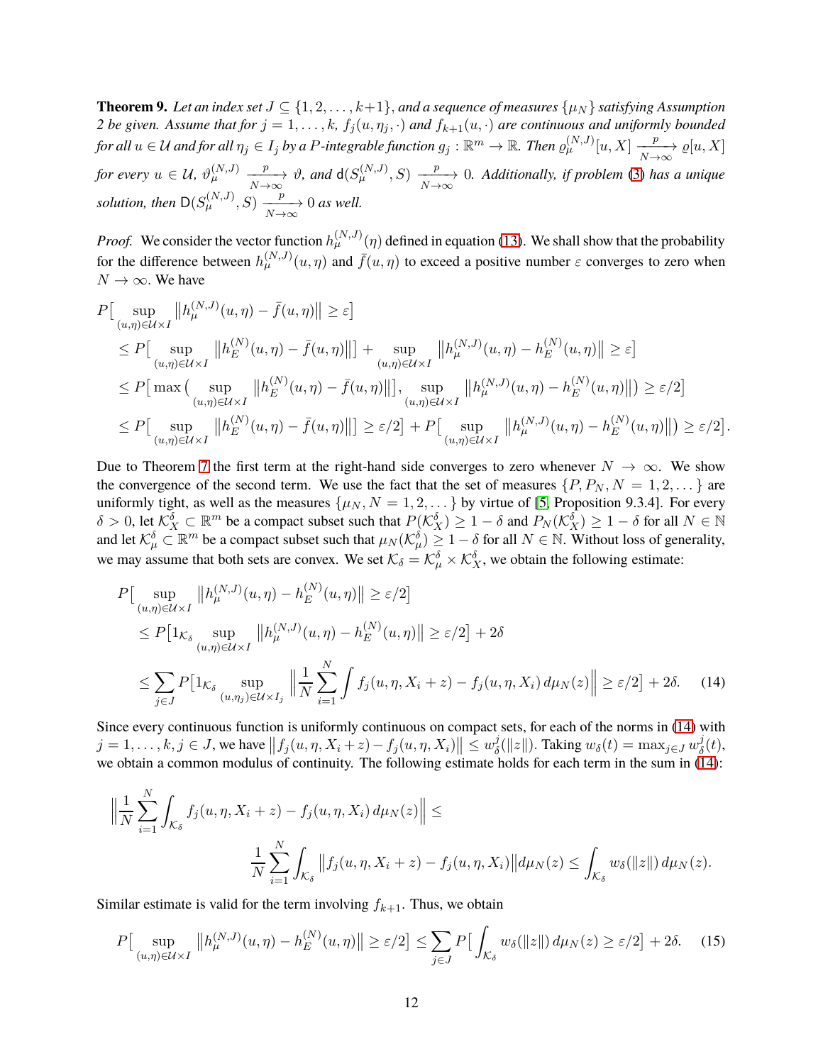**Theorem 9.** *Let an index set $J \subseteq \{1, 2, \ldots, k+1\}$, and a sequence of measures $\{\mu_N\}$ satisfying Assumption 2 be given. Assume that for $j = 1, \ldots, k$, $f_j(u, \eta_j, \cdot)$ and $f_{k+1}(u, \cdot)$ are continuous and uniformly bounded for all $u \in \mathcal{U}$ and for all $\eta_j \in I_j$ by a $P$-integrable function $g_j : \mathbb{R}^m \to \mathbb{R}$. Then $\varrho_\mu^{(N,J)}[u, X] \xrightarrow[N\to\infty]{p} \varrho[u, X]$ for every $u \in \mathcal{U}$, $\vartheta_\mu^{(N,J)} \xrightarrow[N\to\infty]{p} \vartheta$, and $\mathsf{d}(S_\mu^{(N,J)}, S) \xrightarrow[N\to\infty]{p} 0$. Additionally, if problem (3) has a unique solution, then $\mathsf{D}(S_\mu^{(N,J)}, S) \xrightarrow[N\to\infty]{p} 0$ as well.*

*Proof.* We consider the vector function $h_\mu^{(N,J)}(\eta)$ defined in equation (13). We shall show that the probability for the difference between $h_\mu^{(N,J)}(u, \eta)$ and $\bar{f}(u, \eta)$ to exceed a positive number $\varepsilon$ converges to zero when $N \to \infty$. We have

$$
\begin{aligned}
&P\big[ \sup_{(u,\eta)\in\mathcal{U}\times I} \big\| h_\mu^{(N,J)}(u, \eta) - \bar{f}(u, \eta) \big\| \geq \varepsilon \big] \\
&\leq P\big[ \sup_{(u,\eta)\in\mathcal{U}\times I} \big\| h_E^{(N)}(u, \eta) - \bar{f}(u, \eta) \big\| \big] + \sup_{(u,\eta)\in\mathcal{U}\times I} \big\| h_\mu^{(N,J)}(u, \eta) - h_E^{(N)}(u, \eta) \big\| \geq \varepsilon \big] \\
&\leq P\big[ \max\big( \sup_{(u,\eta)\in\mathcal{U}\times I} \big\| h_E^{(N)}(u, \eta) - \bar{f}(u, \eta) \big\| \big], \sup_{(u,\eta)\in\mathcal{U}\times I} \big\| h_\mu^{(N,J)}(u, \eta) - h_E^{(N)}(u, \eta) \big\| \big) \geq \varepsilon/2 \big] \\
&\leq P\big[ \sup_{(u,\eta)\in\mathcal{U}\times I} \big\| h_E^{(N)}(u, \eta) - \bar{f}(u, \eta) \big\| \big] \geq \varepsilon/2 \big] + P\big[ \sup_{(u,\eta)\in\mathcal{U}\times I} \big\| h_\mu^{(N,J)}(u, \eta) - h_E^{(N)}(u, \eta) \big\| \big) \geq \varepsilon/2 \big].
\end{aligned}
$$

Due to Theorem 7 the first term at the right-hand side converges to zero whenever $N \to \infty$. We show the convergence of the second term. We use the fact that the set of measures $\{P, P_N, N = 1, 2, \ldots\}$ are uniformly tight, as well as the measures $\{\mu_N, N = 1, 2, \ldots\}$ by virtue of [5, Proposition 9.3.4]. For every $\delta > 0$, let $\mathcal{K}_X^\delta \subset \mathbb{R}^m$ be a compact subset such that $P(\mathcal{K}_X^\delta) \geq 1 - \delta$ and $P_N(\mathcal{K}_X^\delta) \geq 1 - \delta$ for all $N \in \mathbb{N}$ and let $\mathcal{K}_\mu^\delta \subset \mathbb{R}^m$ be a compact subset such that $\mu_N(\mathcal{K}_\mu^\delta) \geq 1 - \delta$ for all $N \in \mathbb{N}$. Without loss of generality, we may assume that both sets are convex. We set $\mathcal{K}_\delta = \mathcal{K}_\mu^\delta \times \mathcal{K}_X^\delta$, we obtain the following estimate:

$$
\begin{aligned}
&P\big[ \sup_{(u,\eta)\in\mathcal{U}\times I} \big\| h_\mu^{(N,J)}(u, \eta) - h_E^{(N)}(u, \eta) \big\| \geq \varepsilon/2 \big] \\
&\leq P\big[ 1_{\mathcal{K}_\delta} \sup_{(u,\eta)\in\mathcal{U}\times I} \big\| h_\mu^{(N,J)}(u, \eta) - h_E^{(N)}(u, \eta) \big\| \geq \varepsilon/2 \big] + 2\delta \\
&\leq \sum_{j\in J} P\big[ 1_{\mathcal{K}_\delta} \sup_{(u,\eta_j)\in\mathcal{U}\times I_j} \Big\| \frac{1}{N} \sum_{i=1}^N \int f_j(u, \eta, X_i + z) - f_j(u, \eta, X_i)\, d\mu_N(z) \Big\| \geq \varepsilon/2 \big] + 2\delta. \qquad (14)
\end{aligned}
$$

Since every continuous function is uniformly continuous on compact sets, for each of the norms in (14) with $j = 1, \ldots, k$, $j \in J$, we have $\big\| f_j(u, \eta, X_i + z) - f_j(u, \eta, X_i) \big\| \leq w_\delta^j(\|z\|)$. Taking $w_\delta(t) = \max_{j\in J} w_\delta^j(t)$, we obtain a common modulus of continuity. The following estimate holds for each term in the sum in (14):

$$
\Big\| \frac{1}{N} \sum_{i=1}^N \int_{\mathcal{K}_\delta} f_j(u, \eta, X_i + z) - f_j(u, \eta, X_i)\, d\mu_N(z) \Big\| \leq
$$

$$
\frac{1}{N} \sum_{i=1}^N \int_{\mathcal{K}_\delta} \big\| f_j(u, \eta, X_i + z) - f_j(u, \eta, X_i) \big\| d\mu_N(z) \leq \int_{\mathcal{K}_\delta} w_\delta(\|z\|)\, d\mu_N(z).
$$

Similar estimate is valid for the term involving $f_{k+1}$. Thus, we obtain

$$
P\big[ \sup_{(u,\eta)\in\mathcal{U}\times I} \big\| h_\mu^{(N,J)}(u, \eta) - h_E^{(N)}(u, \eta) \big\| \geq \varepsilon/2 \big] \leq \sum_{j\in J} P\big[ \int_{\mathcal{K}_\delta} w_\delta(\|z\|)\, d\mu_N(z) \geq \varepsilon/2 \big] + 2\delta. \qquad (15)
$$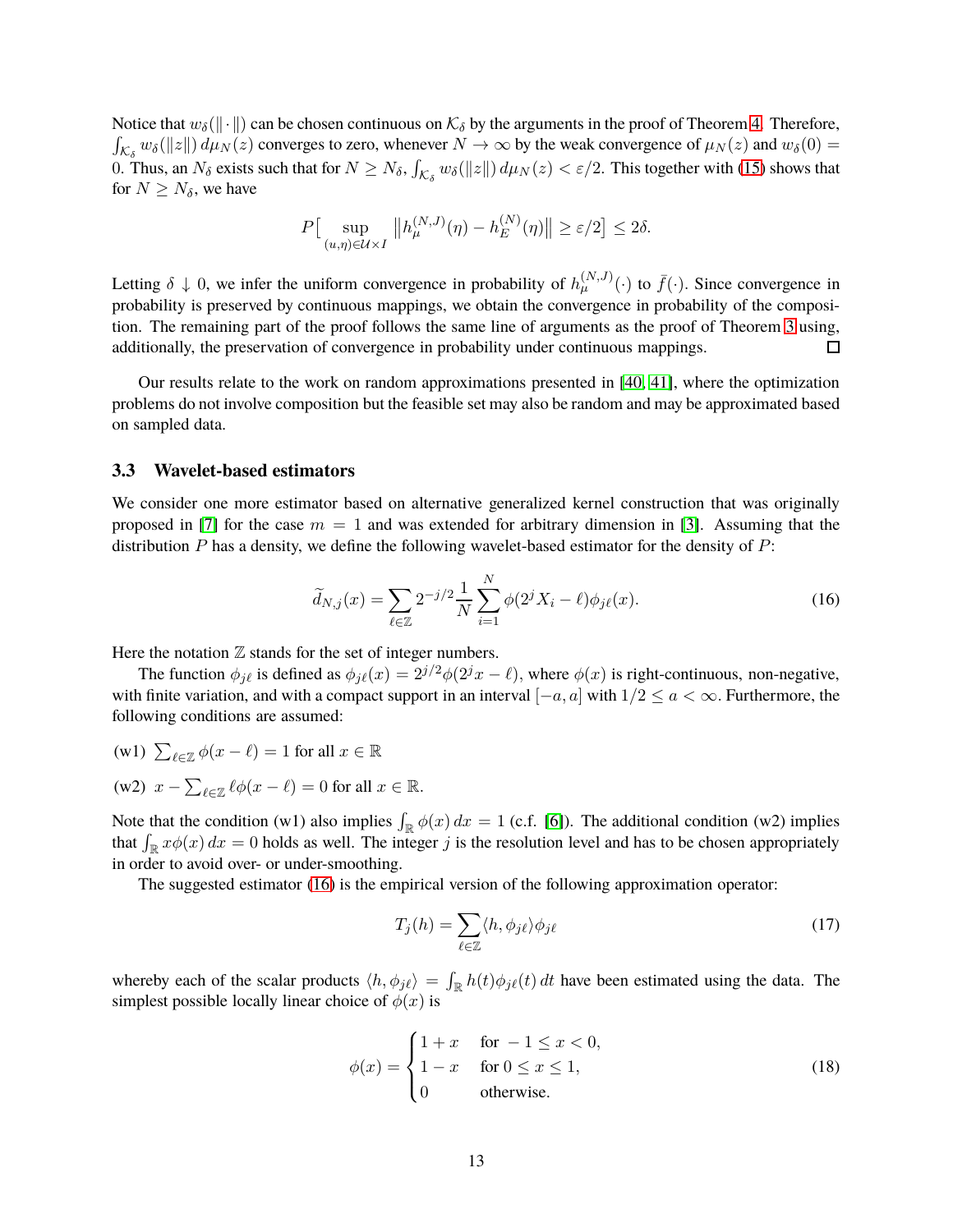Notice that $w_\delta(\|\cdot\|)$ can be chosen continuous on $\mathcal{K}_\delta$ by the arguments in the proof of Theorem 4. Therefore, $\int_{\mathcal{K}_\delta} w_\delta(\|z\|)\, d\mu_N(z)$ converges to zero, whenever $N \to \infty$ by the weak convergence of $\mu_N(z)$ and $w_\delta(0) = 0$. Thus, an $N_\delta$ exists such that for $N \geq N_\delta$, $\int_{\mathcal{K}_\delta} w_\delta(\|z\|)\, d\mu_N(z) < \varepsilon/2$. This together with (15) shows that for $N \geq N_\delta$, we have

$$P\big[\sup_{(u,\eta)\in\mathcal{U}\times I} \big\|h_\mu^{(N,J)}(\eta) - h_E^{(N)}(\eta)\big\| \geq \varepsilon/2\big] \leq 2\delta.$$

Letting $\delta \downarrow 0$, we infer the uniform convergence in probability of $h_\mu^{(N,J)}(\cdot)$ to $\bar{f}(\cdot)$. Since convergence in probability is preserved by continuous mappings, we obtain the convergence in probability of the composition. The remaining part of the proof follows the same line of arguments as the proof of Theorem 3 using, additionally, the preservation of convergence in probability under continuous mappings. □

Our results relate to the work on random approximations presented in [40, 41], where the optimization problems do not involve composition but the feasible set may also be random and may be approximated based on sampled data.

### 3.3 Wavelet-based estimators

We consider one more estimator based on alternative generalized kernel construction that was originally proposed in [7] for the case $m = 1$ and was extended for arbitrary dimension in [3]. Assuming that the distribution $P$ has a density, we define the following wavelet-based estimator for the density of $P$:

$$\widetilde{d}_{N,j}(x) = \sum_{\ell\in\mathbb{Z}} 2^{-j/2} \frac{1}{N} \sum_{i=1}^{N} \phi(2^j X_i - \ell)\phi_{j\ell}(x). \tag{16}$$

Here the notation $\mathbb{Z}$ stands for the set of integer numbers.

The function $\phi_{j\ell}$ is defined as $\phi_{j\ell}(x) = 2^{j/2}\phi(2^j x - \ell)$, where $\phi(x)$ is right-continuous, non-negative, with finite variation, and with a compact support in an interval $[-a, a]$ with $1/2 \leq a < \infty$. Furthermore, the following conditions are assumed:

(w1) $\sum_{\ell\in\mathbb{Z}} \phi(x - \ell) = 1$ for all $x \in \mathbb{R}$

(w2) $x - \sum_{\ell\in\mathbb{Z}} \ell\phi(x - \ell) = 0$ for all $x \in \mathbb{R}$.

Note that the condition (w1) also implies $\int_{\mathbb{R}} \phi(x)\, dx = 1$ (c.f. [6]). The additional condition (w2) implies that $\int_{\mathbb{R}} x\phi(x)\, dx = 0$ holds as well. The integer $j$ is the resolution level and has to be chosen appropriately in order to avoid over- or under-smoothing.

The suggested estimator (16) is the empirical version of the following approximation operator:

$$T_j(h) = \sum_{\ell\in\mathbb{Z}} \langle h, \phi_{j\ell}\rangle \phi_{j\ell} \tag{17}$$

whereby each of the scalar products $\langle h, \phi_{j\ell}\rangle = \int_{\mathbb{R}} h(t)\phi_{j\ell}(t)\, dt$ have been estimated using the data. The simplest possible locally linear choice of $\phi(x)$ is

$$\phi(x) = \begin{cases} 1 + x & \text{for } -1 \leq x < 0, \\ 1 - x & \text{for } 0 \leq x \leq 1, \\ 0 & \text{otherwise.} \end{cases} \tag{18}$$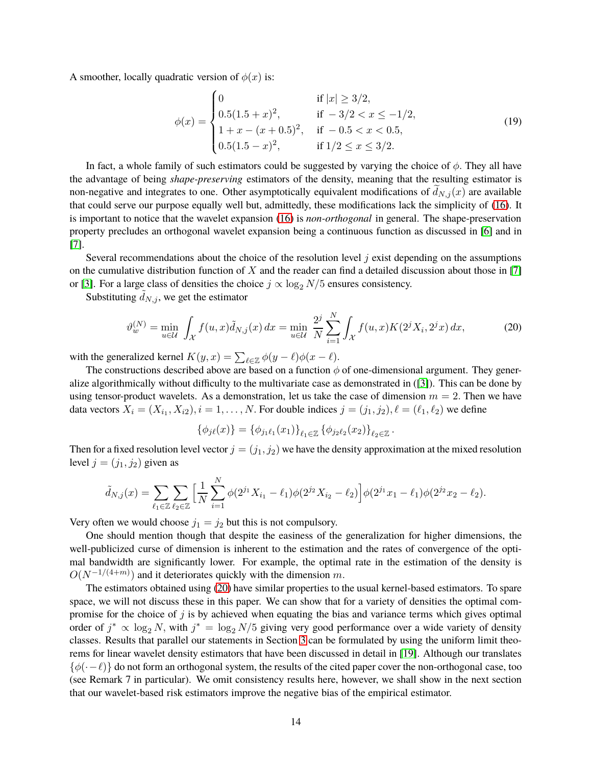A smoother, locally quadratic version of $\phi(x)$ is:

$$\phi(x) = \begin{cases} 0 & \text{if } |x| \geq 3/2, \\ 0.5(1.5+x)^2, & \text{if } -3/2 < x \leq -1/2, \\ 1 + x - (x+0.5)^2, & \text{if } -0.5 < x < 0.5, \\ 0.5(1.5-x)^2, & \text{if } 1/2 \leq x \leq 3/2. \end{cases} \tag{19}$$

In fact, a whole family of such estimators could be suggested by varying the choice of $\phi$. They all have the advantage of being *shape-preserving* estimators of the density, meaning that the resulting estimator is non-negative and integrates to one. Other asymptotically equivalent modifications of $\tilde{d}_{N,j}(x)$ are available that could serve our purpose equally well but, admittedly, these modifications lack the simplicity of (16). It is important to notice that the wavelet expansion (16) is *non-orthogonal* in general. The shape-preservation property precludes an orthogonal wavelet expansion being a continuous function as discussed in [6] and in [7].

Several recommendations about the choice of the resolution level $j$ exist depending on the assumptions on the cumulative distribution function of $X$ and the reader can find a detailed discussion about those in [7] or [3]. For a large class of densities the choice $j \propto \log_2 N/5$ ensures consistency.

Substituting $\tilde{d}_{N,j}$, we get the estimator

$$\vartheta_w^{(N)} = \min_{u \in \mathcal{U}} \int_{\mathcal{X}} f(u,x)\tilde{d}_{N,j}(x)\,dx = \min_{u \in \mathcal{U}} \frac{2^j}{N} \sum_{i=1}^{N} \int_{\mathcal{X}} f(u,x) K(2^j X_i, 2^j x)\,dx, \tag{20}$$

with the generalized kernel $K(y,x) = \sum_{\ell \in \mathbb{Z}} \phi(y-\ell)\phi(x-\ell)$.

The constructions described above are based on a function $\phi$ of one-dimensional argument. They generalize algorithmically without difficulty to the multivariate case as demonstrated in ([3]). This can be done by using tensor-product wavelets. As a demonstration, let us take the case of dimension $m = 2$. Then we have data vectors $X_i = (X_{i_1}, X_{i2}), i = 1, \ldots, N$. For double indices $j = (j_1, j_2), \ell = (\ell_1, \ell_2)$ we define

$$\{\phi_{j\ell}(x)\} = \{\phi_{j_1\ell_1}(x_1)\}_{\ell_1 \in \mathbb{Z}} \{\phi_{j_2\ell_2}(x_2)\}_{\ell_2 \in \mathbb{Z}}.$$

Then for a fixed resolution level vector $j = (j_1, j_2)$ we have the density approximation at the mixed resolution level $j = (j_1, j_2)$ given as

$$\tilde{d}_{N,j}(x) = \sum_{\ell_1 \in \mathbb{Z}} \sum_{\ell_2 \in \mathbb{Z}} \Big[ \frac{1}{N} \sum_{i=1}^{N} \phi(2^{j_1} X_{i_1} - \ell_1)\phi(2^{j_2} X_{i_2} - \ell_2) \Big] \phi(2^{j_1} x_1 - \ell_1)\phi(2^{j_2} x_2 - \ell_2).$$

Very often we would choose $j_1 = j_2$ but this is not compulsory.

One should mention though that despite the easiness of the generalization for higher dimensions, the well-publicized curse of dimension is inherent to the estimation and the rates of convergence of the optimal bandwidth are significantly lower. For example, the optimal rate in the estimation of the density is $O(N^{-1/(4+m)})$ and it deteriorates quickly with the dimension $m$.

The estimators obtained using (20) have similar properties to the usual kernel-based estimators. To spare space, we will not discuss these in this paper. We can show that for a variety of densities the optimal compromise for the choice of $j$ is by achieved when equating the bias and variance terms which gives optimal order of $j^* \propto \log_2 N$, with $j^* = \log_2 N/5$ giving very good performance over a wide variety of density classes. Results that parallel our statements in Section 3 can be formulated by using the uniform limit theorems for linear wavelet density estimators that have been discussed in detail in [19]. Although our translates $\{\phi(\cdot - \ell)\}$ do not form an orthogonal system, the results of the cited paper cover the non-orthogonal case, too (see Remark 7 in particular). We omit consistency results here, however, we shall show in the next section that our wavelet-based risk estimators improve the negative bias of the empirical estimator.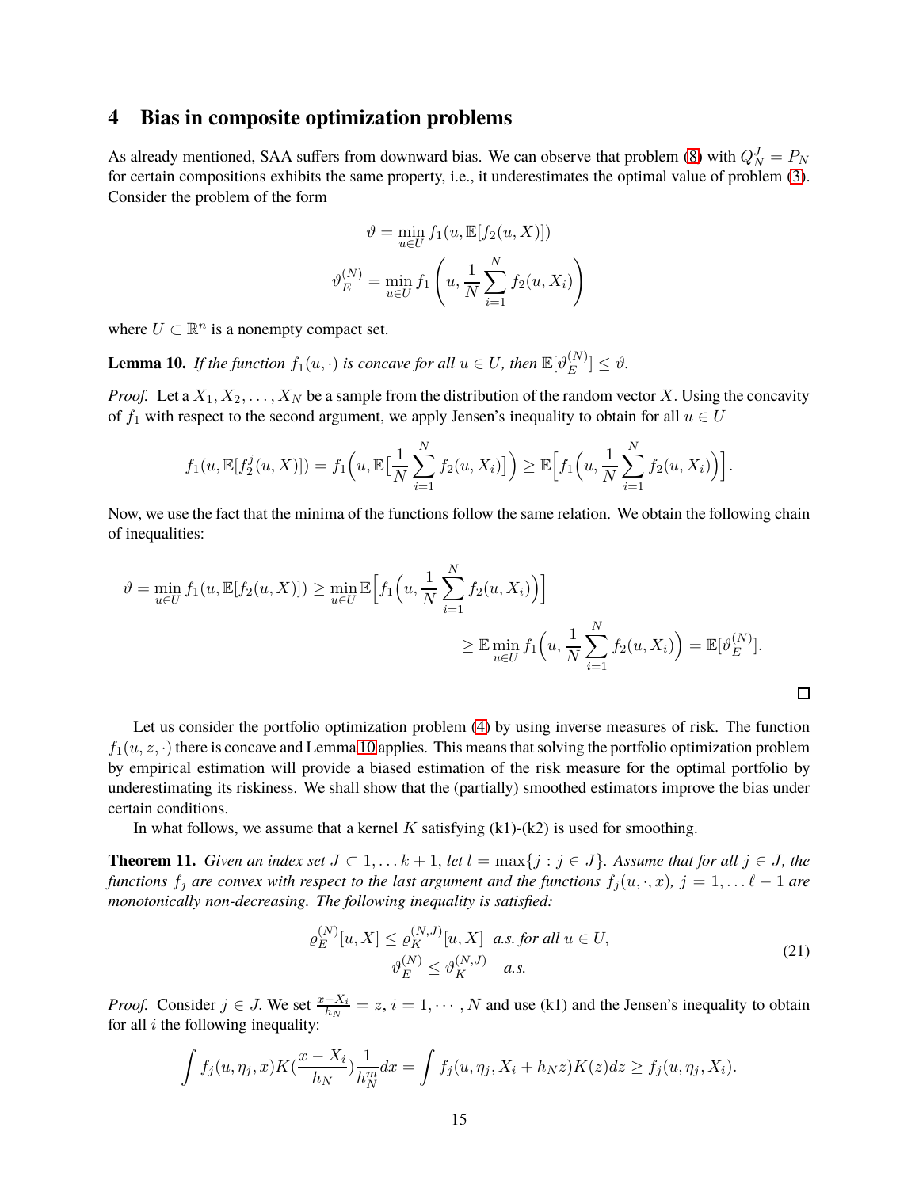## 4 Bias in composite optimization problems

As already mentioned, SAA suffers from downward bias. We can observe that problem (8) with $Q_N^J = P_N$ for certain compositions exhibits the same property, i.e., it underestimates the optimal value of problem (3). Consider the problem of the form

$$\vartheta = \min_{u \in U} f_1(u, \mathbb{E}[f_2(u, X)])$$
$$\vartheta_E^{(N)} = \min_{u \in U} f_1\left(u, \frac{1}{N}\sum_{i=1}^{N} f_2(u, X_i)\right)$$

where $U \subset \mathbb{R}^n$ is a nonempty compact set.

**Lemma 10.** *If the function $f_1(u, \cdot)$ is concave for all $u \in U$, then $\mathbb{E}[\vartheta_E^{(N)}] \leq \vartheta$.*

*Proof.* Let a $X_1, X_2, \ldots, X_N$ be a sample from the distribution of the random vector $X$. Using the concavity of $f_1$ with respect to the second argument, we apply Jensen's inequality to obtain for all $u \in U$

$$f_1(u, \mathbb{E}[f_2^j(u, X)]) = f_1\Big(u, \mathbb{E}\big[\frac{1}{N}\sum_{i=1}^{N} f_2(u, X_i)\big]\Big) \geq \mathbb{E}\Big[f_1\Big(u, \frac{1}{N}\sum_{i=1}^{N} f_2(u, X_i)\Big)\Big].$$

Now, we use the fact that the minima of the functions follow the same relation. We obtain the following chain of inequalities:

$$\vartheta = \min_{u \in U} f_1(u, \mathbb{E}[f_2(u, X)]) \geq \min_{u \in U} \mathbb{E}\Big[f_1\Big(u, \frac{1}{N}\sum_{i=1}^{N} f_2(u, X_i)\Big)\Big]$$
$$\geq \mathbb{E}\min_{u \in U} f_1\Big(u, \frac{1}{N}\sum_{i=1}^{N} f_2(u, X_i)\Big) = \mathbb{E}[\vartheta_E^{(N)}].$$

$\square$

Let us consider the portfolio optimization problem (4) by using inverse measures of risk. The function $f_1(u, z, \cdot)$ there is concave and Lemma 10 applies. This means that solving the portfolio optimization problem by empirical estimation will provide a biased estimation of the risk measure for the optimal portfolio by underestimating its riskiness. We shall show that the (partially) smoothed estimators improve the bias under certain conditions.

In what follows, we assume that a kernel $K$ satisfying (k1)-(k2) is used for smoothing.

**Theorem 11.** *Given an index set $J \subset 1, \ldots k+1$, let $l = \max\{j : j \in J\}$. Assume that for all $j \in J$, the functions $f_j$ are convex with respect to the last argument and the functions $f_j(u, \cdot, x)$, $j = 1, \ldots \ell - 1$ are monotonically non-decreasing. The following inequality is satisfied:*

$$\begin{aligned} \varrho_E^{(N)}[u, X] &\leq \varrho_K^{(N,J)}[u, X] \quad \text{a.s. for all } u \in U, \\ \vartheta_E^{(N)} &\leq \vartheta_K^{(N,J)} \quad \text{a.s.} \end{aligned} \tag{21}$$

*Proof.* Consider $j \in J$. We set $\frac{x - X_i}{h_N} = z$, $i = 1, \cdots, N$ and use (k1) and the Jensen's inequality to obtain for all $i$ the following inequality:

$$\int f_j(u, \eta_j, x) K(\frac{x - X_i}{h_N}) \frac{1}{h_N^m} dx = \int f_j(u, \eta_j, X_i + h_N z) K(z) dz \geq f_j(u, \eta_j, X_i).$$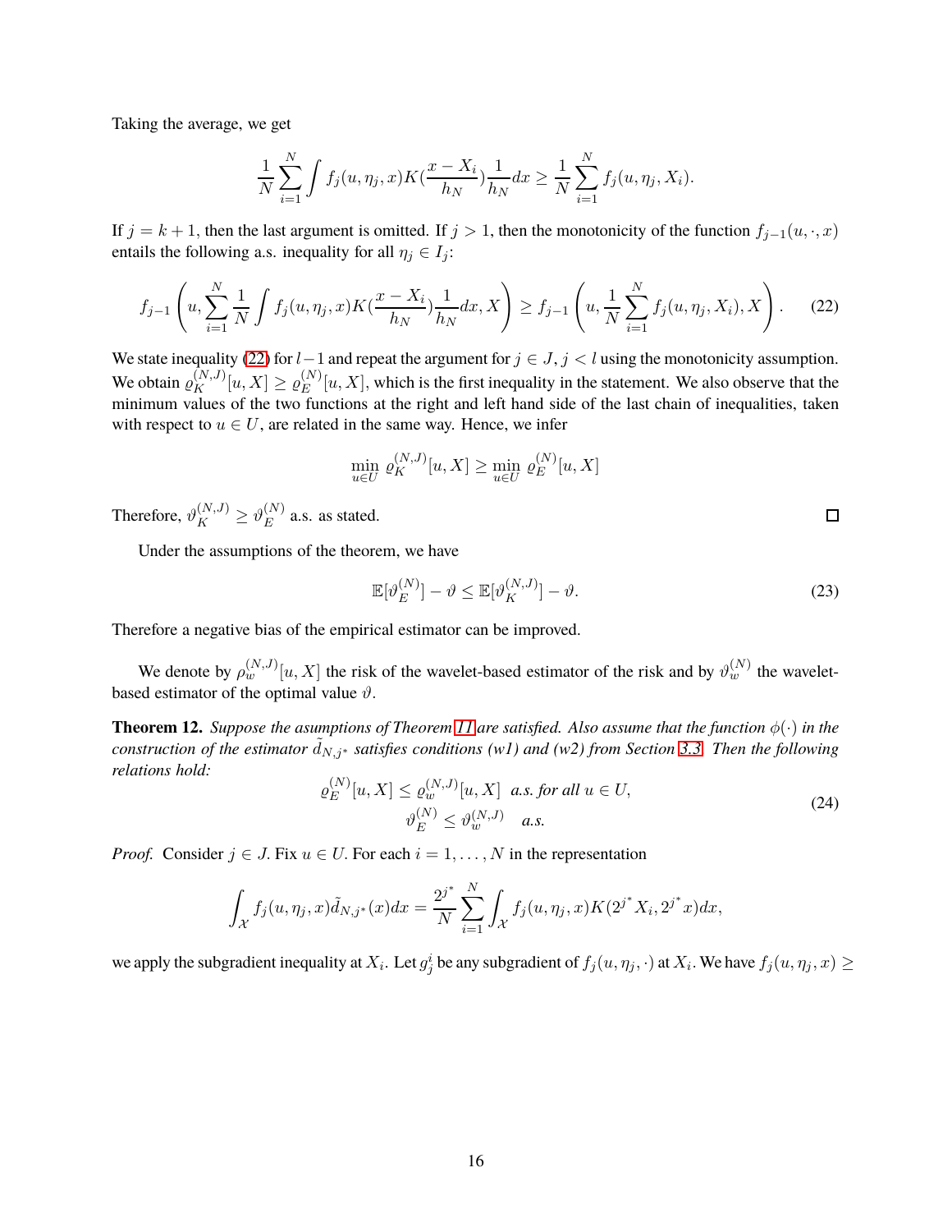Taking the average, we get

$$\frac{1}{N}\sum_{i=1}^{N}\int f_j(u,\eta_j,x)K(\frac{x-X_i}{h_N})\frac{1}{h_N}dx \geq \frac{1}{N}\sum_{i=1}^{N} f_j(u,\eta_j,X_i).$$

If $j = k+1$, then the last argument is omitted. If $j > 1$, then the monotonicity of the function $f_{j-1}(u,\cdot,x)$ entails the following a.s. inequality for all $\eta_j \in I_j$:

$$f_{j-1}\left(u, \sum_{i=1}^{N}\frac{1}{N}\int f_j(u,\eta_j,x)K(\frac{x-X_i}{h_N})\frac{1}{h_N}dx, X\right) \geq f_{j-1}\left(u, \frac{1}{N}\sum_{i=1}^{N} f_j(u,\eta_j,X_i), X\right). \tag{22}$$

We state inequality (22) for $l-1$ and repeat the argument for $j \in J$, $j < l$ using the monotonicity assumption. We obtain $\varrho_K^{(N,J)}[u,X] \geq \varrho_E^{(N)}[u,X]$, which is the first inequality in the statement. We also observe that the minimum values of the two functions at the right and left hand side of the last chain of inequalities, taken with respect to $u \in U$, are related in the same way. Hence, we infer

$$\min_{u\in U}\ \varrho_K^{(N,J)}[u,X] \geq \min_{u\in U}\ \varrho_E^{(N)}[u,X]$$

Therefore, $\vartheta_K^{(N,J)} \geq \vartheta_E^{(N)}$ a.s. as stated. □

Under the assumptions of the theorem, we have

$$\mathbb{E}[\vartheta_E^{(N)}] - \vartheta \leq \mathbb{E}[\vartheta_K^{(N,J)}] - \vartheta. \tag{23}$$

Therefore a negative bias of the empirical estimator can be improved.

We denote by $\rho_w^{(N,J)}[u,X]$ the risk of the wavelet-based estimator of the risk and by $\vartheta_w^{(N)}$ the wavelet-based estimator of the optimal value $\vartheta$.

**Theorem 12.** *Suppose the asumptions of Theorem 11 are satisfied. Also assume that the function $\phi(\cdot)$ in the construction of the estimator $\tilde{d}_{N,j^*}$ satisfies conditions (w1) and (w2) from Section 3.3. Then the following relations hold:*

$$\begin{aligned} \varrho_E^{(N)}[u,X] &\leq \varrho_w^{(N,J)}[u,X] \ \ \textit{a.s. for all } u \in U, \\ \vartheta_E^{(N)} &\leq \vartheta_w^{(N,J)} \quad \textit{a.s.} \end{aligned} \tag{24}$$

*Proof.* Consider $j \in J$. Fix $u \in U$. For each $i = 1,\ldots,N$ in the representation

$$\int_{\mathcal{X}} f_j(u,\eta_j,x)\tilde{d}_{N,j^*}(x)dx = \frac{2^{j^*}}{N}\sum_{i=1}^{N}\int_{\mathcal{X}} f_j(u,\eta_j,x)K(2^{j^*}X_i, 2^{j^*}x)dx,$$

we apply the subgradient inequality at $X_i$. Let $g_j^i$ be any subgradient of $f_j(u,\eta_j,\cdot)$ at $X_i$. We have $f_j(u,\eta_j,x) \geq$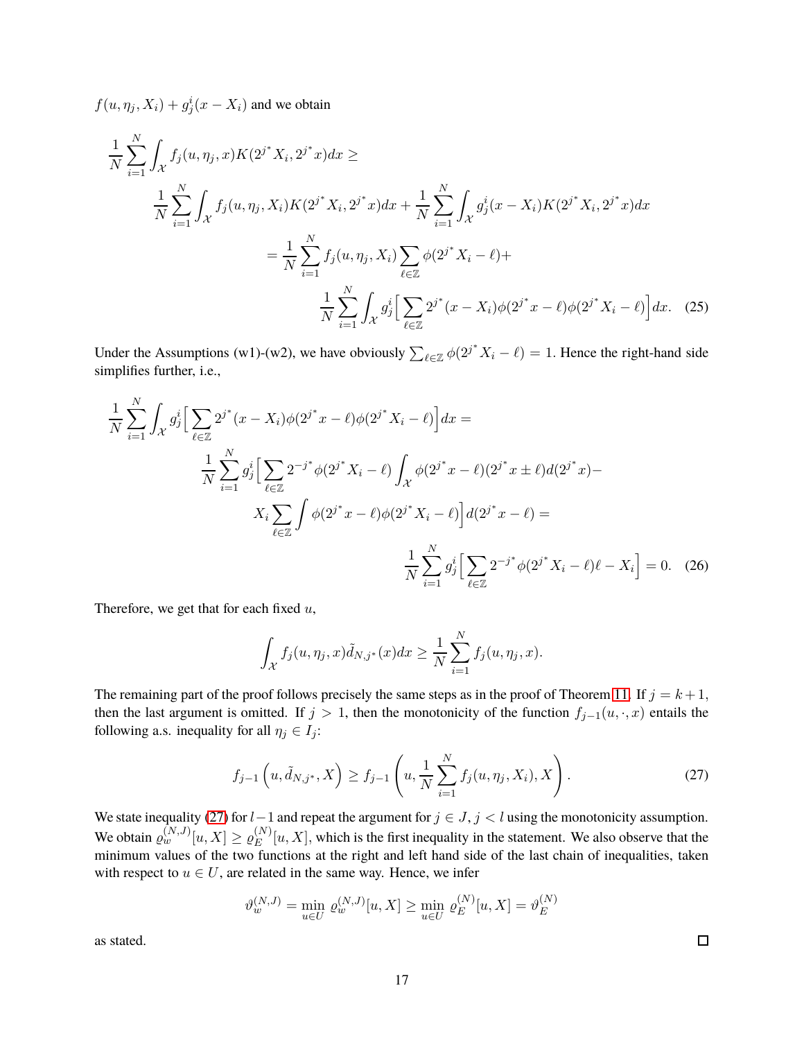$f(u, \eta_j, X_i) + g_j^i(x - X_i)$ and we obtain

$$
\begin{aligned}
\frac{1}{N}\sum_{i=1}^{N}\int_{\mathcal{X}} f_j(u,\eta_j,x)K(2^{j^*}X_i, 2^{j^*}x)dx \geq \\
\frac{1}{N}\sum_{i=1}^{N}\int_{\mathcal{X}} f_j(u,\eta_j,X_i)K(2^{j^*}X_i, 2^{j^*}x)dx + \frac{1}{N}\sum_{i=1}^{N}\int_{\mathcal{X}} g_j^i(x-X_i)K(2^{j^*}X_i, 2^{j^*}x)dx \\
= \frac{1}{N}\sum_{i=1}^{N} f_j(u,\eta_j,X_i)\sum_{\ell\in\mathbb{Z}}\phi(2^{j^*}X_i-\ell) + \\
\frac{1}{N}\sum_{i=1}^{N}\int_{\mathcal{X}} g_j^i\Big[\sum_{\ell\in\mathbb{Z}} 2^{j^*}(x-X_i)\phi(2^{j^*}x-\ell)\phi(2^{j^*}X_i-\ell)\Big]dx. \quad (25)
\end{aligned}
$$

Under the Assumptions (w1)-(w2), we have obviously $\sum_{\ell\in\mathbb{Z}}\phi(2^{j^*}X_i-\ell)=1$. Hence the right-hand side simplifies further, i.e.,

$$
\begin{aligned}
\frac{1}{N}\sum_{i=1}^{N}\int_{\mathcal{X}} g_j^i\Big[\sum_{\ell\in\mathbb{Z}} 2^{j^*}(x-X_i)\phi(2^{j^*}x-\ell)\phi(2^{j^*}X_i-\ell)\Big]dx = \\
\frac{1}{N}\sum_{i=1}^{N} g_j^i\Big[\sum_{\ell\in\mathbb{Z}} 2^{-j^*}\phi(2^{j^*}X_i-\ell)\int_{\mathcal{X}}\phi(2^{j^*}x-\ell)(2^{j^*}x\pm\ell)d(2^{j^*}x) - \\
X_i\sum_{\ell\in\mathbb{Z}}\int\phi(2^{j^*}x-\ell)\phi(2^{j^*}X_i-\ell)\Big]d(2^{j^*}x-\ell) = \\
\frac{1}{N}\sum_{i=1}^{N} g_j^i\Big[\sum_{\ell\in\mathbb{Z}} 2^{-j^*}\phi(2^{j^*}X_i-\ell)\ell - X_i\Big] = 0. \quad (26)
\end{aligned}
$$

Therefore, we get that for each fixed $u$,

$$
\int_{\mathcal{X}} f_j(u,\eta_j,x)\tilde{d}_{N,j^*}(x)dx \geq \frac{1}{N}\sum_{i=1}^{N} f_j(u,\eta_j,x).
$$

The remaining part of the proof follows precisely the same steps as in the proof of Theorem 11. If $j = k+1$, then the last argument is omitted. If $j > 1$, then the monotonicity of the function $f_{j-1}(u,\cdot,x)$ entails the following a.s. inequality for all $\eta_j \in I_j$:

$$
f_{j-1}\left(u, \tilde{d}_{N,j^*}, X\right) \geq f_{j-1}\left(u, \frac{1}{N}\sum_{i=1}^{N} f_j(u,\eta_j,X_i), X\right). \quad (27)
$$

We state inequality (27) for $l-1$ and repeat the argument for $j \in J, j < l$ using the monotonicity assumption. We obtain $\varrho_w^{(N,J)}[u,X] \geq \varrho_E^{(N)}[u,X]$, which is the first inequality in the statement. We also observe that the minimum values of the two functions at the right and left hand side of the last chain of inequalities, taken with respect to $u \in U$, are related in the same way. Hence, we infer

$$
\vartheta_w^{(N,J)} = \min_{u\in U}\varrho_w^{(N,J)}[u,X] \geq \min_{u\in U}\varrho_E^{(N)}[u,X] = \vartheta_E^{(N)}
$$

as stated. □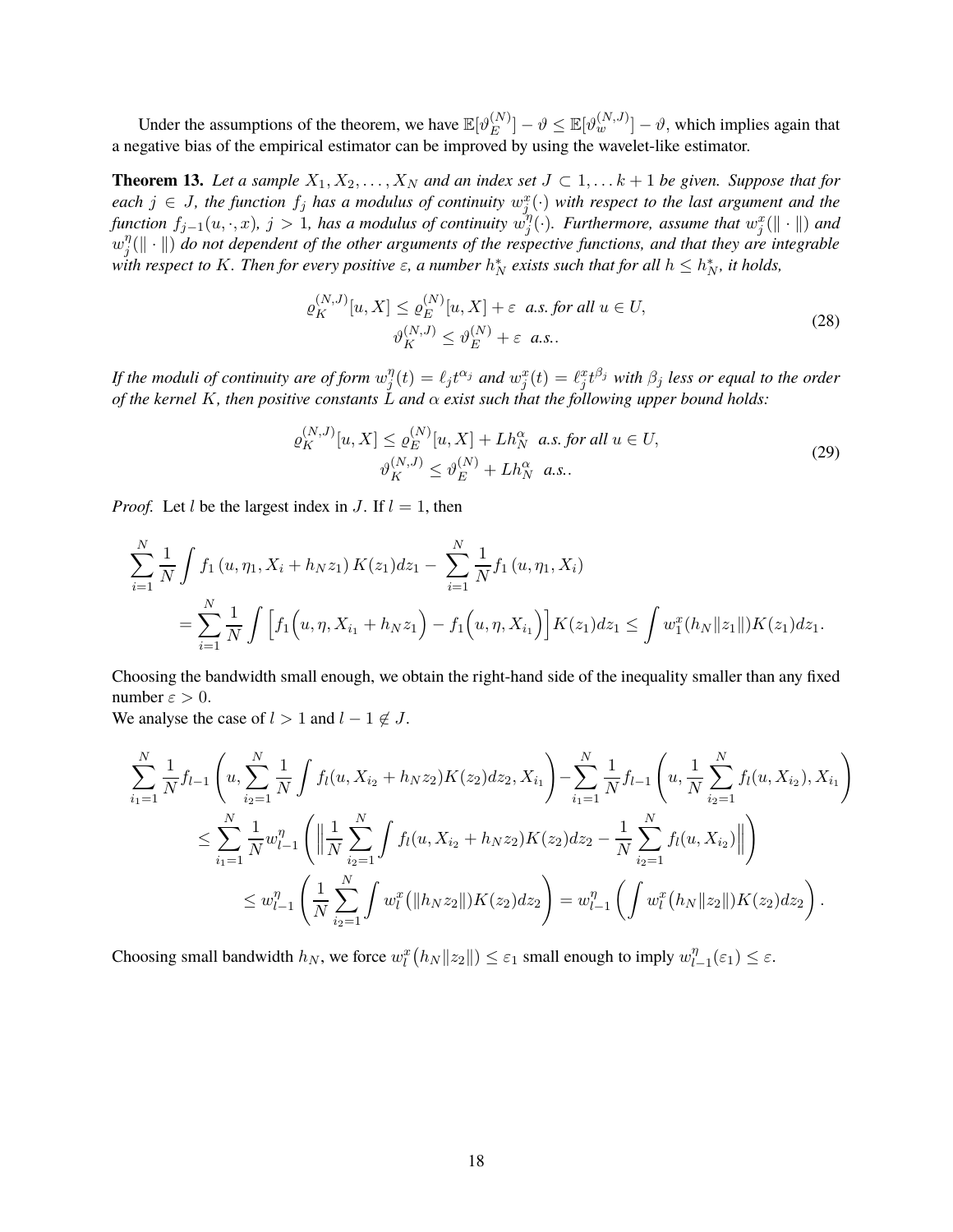Under the assumptions of the theorem, we have $\mathbb{E}[\vartheta_E^{(N)}] - \vartheta \leq \mathbb{E}[\vartheta_w^{(N,J)}] - \vartheta$, which implies again that a negative bias of the empirical estimator can be improved by using the wavelet-like estimator.

**Theorem 13.** *Let a sample $X_1, X_2, \ldots, X_N$ and an index set $J \subset 1, \ldots k+1$ be given. Suppose that for each $j \in J$, the function $f_j$ has a modulus of continuity $w_j^x(\cdot)$ with respect to the last argument and the function $f_{j-1}(u, \cdot, x)$, $j > 1$, has a modulus of continuity $w_j^\eta(\cdot)$. Furthermore, assume that $w_j^x(\|\cdot\|)$ and $w_j^\eta(\|\cdot\|)$ do not dependent of the other arguments of the respective functions, and that they are integrable with respect to $K$. Then for every positive $\varepsilon$, a number $h_N^*$ exists such that for all $h \leq h_N^*$, it holds,*

$$
\begin{aligned}
\varrho_K^{(N,J)}[u, X] &\leq \varrho_E^{(N)}[u, X] + \varepsilon \;\; \text{a.s. for all } u \in U, \\
\vartheta_K^{(N,J)} &\leq \vartheta_E^{(N)} + \varepsilon \;\; \text{a.s.}.
\end{aligned}
\tag{28}
$$

*If the moduli of continuity are of form $w_j^\eta(t) = \ell_j t^{\alpha_j}$ and $w_j^x(t) = \ell_j^x t^{\beta_j}$ with $\beta_j$ less or equal to the order of the kernel $K$, then positive constants $L$ and $\alpha$ exist such that the following upper bound holds:*

$$
\begin{aligned}
\varrho_K^{(N,J)}[u, X] &\leq \varrho_E^{(N)}[u, X] + L h_N^\alpha \;\; \text{a.s. for all } u \in U, \\
\vartheta_K^{(N,J)} &\leq \vartheta_E^{(N)} + L h_N^\alpha \;\; \text{a.s.}.
\end{aligned}
\tag{29}
$$

*Proof.* Let $l$ be the largest index in $J$. If $l = 1$, then

$$
\begin{aligned}
&\sum_{i=1}^{N} \frac{1}{N} \int f_1\left(u, \eta_1, X_i + h_N z_1\right) K(z_1) dz_1 - \sum_{i=1}^{N} \frac{1}{N} f_1\left(u, \eta_1, X_i\right) \\
&\quad = \sum_{i=1}^{N} \frac{1}{N} \int \Big[ f_1\Big(u, \eta, X_{i_1} + h_N z_1\Big) - f_1\Big(u, \eta, X_{i_1}\Big) \Big] K(z_1) dz_1 \leq \int w_1^x(h_N \|z_1\|) K(z_1) dz_1.
\end{aligned}
$$

Choosing the bandwidth small enough, we obtain the right-hand side of the inequality smaller than any fixed number $\varepsilon > 0$.

We analyse the case of $l > 1$ and $l - 1 \notin J$.

$$
\begin{aligned}
&\sum_{i_1=1}^{N} \frac{1}{N} f_{l-1}\left(u, \sum_{i_2=1}^{N} \frac{1}{N} \int f_l(u, X_{i_2} + h_N z_2) K(z_2) dz_2, X_{i_1}\right) - \sum_{i_1=1}^{N} \frac{1}{N} f_{l-1}\left(u, \frac{1}{N} \sum_{i_2=1}^{N} f_l(u, X_{i_2}), X_{i_1}\right) \\
&\quad \leq \sum_{i_1=1}^{N} \frac{1}{N} w_{l-1}^\eta \left( \Big\| \frac{1}{N} \sum_{i_2=1}^{N} \int f_l(u, X_{i_2} + h_N z_2) K(z_2) dz_2 - \frac{1}{N} \sum_{i_2=1}^{N} f_l(u, X_{i_2}) \Big\| \right) \\
&\quad \leq w_{l-1}^\eta \left( \frac{1}{N} \sum_{i_2=1}^{N} \int w_l^x\big(\|h_N z_2\|\big) K(z_2) dz_2 \right) = w_{l-1}^\eta \left( \int w_l^x\big(h_N \|z_2\|\big) K(z_2) dz_2 \right).
\end{aligned}
$$

Choosing small bandwidth $h_N$, we force $w_l^x\big(h_N \|z_2\|\big) \leq \varepsilon_1$ small enough to imply $w_{l-1}^\eta(\varepsilon_1) \leq \varepsilon$.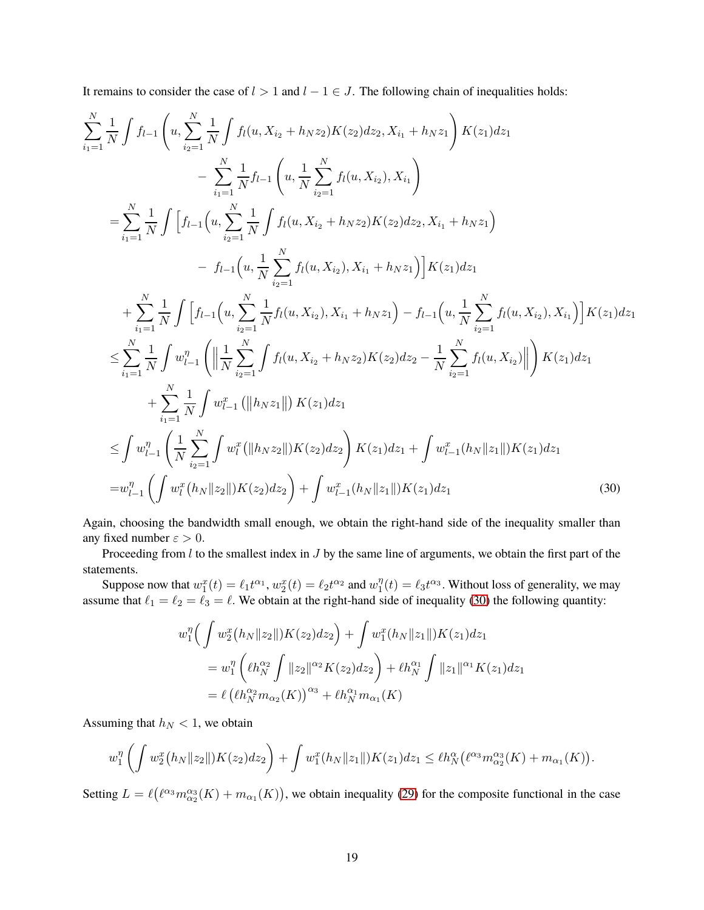It remains to consider the case of $l > 1$ and $l-1 \in J$. The following chain of inequalities holds:

$$
\begin{aligned}
&\sum_{i_1=1}^{N} \frac{1}{N} \int f_{l-1}\left(u, \sum_{i_2=1}^{N} \frac{1}{N} \int f_l(u, X_{i_2} + h_N z_2) K(z_2) dz_2, X_{i_1} + h_N z_1\right) K(z_1) dz_1 \\
&\qquad - \sum_{i_1=1}^{N} \frac{1}{N} f_{l-1}\left(u, \frac{1}{N} \sum_{i_2=1}^{N} f_l(u, X_{i_2}), X_{i_1}\right) \\
&= \sum_{i_1=1}^{N} \frac{1}{N} \int \Big[ f_{l-1}\Big(u, \sum_{i_2=1}^{N} \frac{1}{N} \int f_l(u, X_{i_2} + h_N z_2) K(z_2) dz_2, X_{i_1} + h_N z_1\Big) \\
&\qquad - f_{l-1}\Big(u, \frac{1}{N} \sum_{i_2=1}^{N} f_l(u, X_{i_2}), X_{i_1} + h_N z_1\Big)\Big] K(z_1) dz_1 \\
&\quad + \sum_{i_1=1}^{N} \frac{1}{N} \int \Big[ f_{l-1}\Big(u, \sum_{i_2=1}^{N} \frac{1}{N} f_l(u, X_{i_2}), X_{i_1} + h_N z_1\Big) - f_{l-1}\Big(u, \frac{1}{N} \sum_{i_2=1}^{N} f_l(u, X_{i_2}), X_{i_1}\Big)\Big] K(z_1) dz_1 \\
&\leq \sum_{i_1=1}^{N} \frac{1}{N} \int w_{l-1}^{\eta}\left(\Big\| \frac{1}{N} \sum_{i_2=1}^{N} \int f_l(u, X_{i_2} + h_N z_2) K(z_2) dz_2 - \frac{1}{N} \sum_{i_2=1}^{N} f_l(u, X_{i_2}) \Big\|\right) K(z_1) dz_1 \\
&\qquad + \sum_{i_1=1}^{N} \frac{1}{N} \int w_{l-1}^{x}\left(\| h_N z_1 \|\right) K(z_1) dz_1 \\
&\leq \int w_{l-1}^{\eta}\left(\frac{1}{N} \sum_{i_2=1}^{N} \int w_l^x\left(\| h_N z_2 \|\right) K(z_2) dz_2\right) K(z_1) dz_1 + \int w_{l-1}^{x}(h_N \| z_1 \|) K(z_1) dz_1 \\
&= w_{l-1}^{\eta}\left(\int w_l^x\big(h_N \| z_2 \|\big) K(z_2) dz_2\right) + \int w_{l-1}^{x}(h_N \| z_1 \|) K(z_1) dz_1
\end{aligned} \tag{30}
$$

Again, choosing the bandwidth small enough, we obtain the right-hand side of the inequality smaller than any fixed number $\varepsilon > 0$.

Proceeding from $l$ to the smallest index in $J$ by the same line of arguments, we obtain the first part of the statements.

Suppose now that $w_1^x(t) = \ell_1 t^{\alpha_1}$, $w_2^x(t) = \ell_2 t^{\alpha_2}$ and $w_1^{\eta}(t) = \ell_3 t^{\alpha_3}$. Without loss of generality, we may assume that $\ell_1 = \ell_2 = \ell_3 = \ell$. We obtain at the right-hand side of inequality (30) the following quantity:

$$
\begin{aligned}
&w_1^{\eta}\Big(\int w_2^x\big(h_N \| z_2 \|\big) K(z_2) dz_2\Big) + \int w_1^x(h_N \| z_1 \|) K(z_1) dz_1 \\
&\quad = w_1^{\eta}\left(\ell h_N^{\alpha_2} \int \| z_2 \|^{\alpha_2} K(z_2) dz_2\right) + \ell h_N^{\alpha_1} \int \| z_1 \|^{\alpha_1} K(z_1) dz_1 \\
&\quad = \ell \left(\ell h_N^{\alpha_2} m_{\alpha_2}(K)\right)^{\alpha_3} + \ell h_N^{\alpha_1} m_{\alpha_1}(K)
\end{aligned}
$$

Assuming that $h_N < 1$, we obtain

$$
w_1^{\eta}\left(\int w_2^x\big(h_N \| z_2 \|\big) K(z_2) dz_2\right) + \int w_1^x(h_N \| z_1 \|) K(z_1) dz_1 \leq \ell h_N^{\alpha}\big(\ell^{\alpha_3} m_{\alpha_2}^{\alpha_3}(K) + m_{\alpha_1}(K)\big).
$$

Setting $L = \ell\big(\ell^{\alpha_3} m_{\alpha_2}^{\alpha_3}(K) + m_{\alpha_1}(K)\big)$, we obtain inequality (29) for the composite functional in the case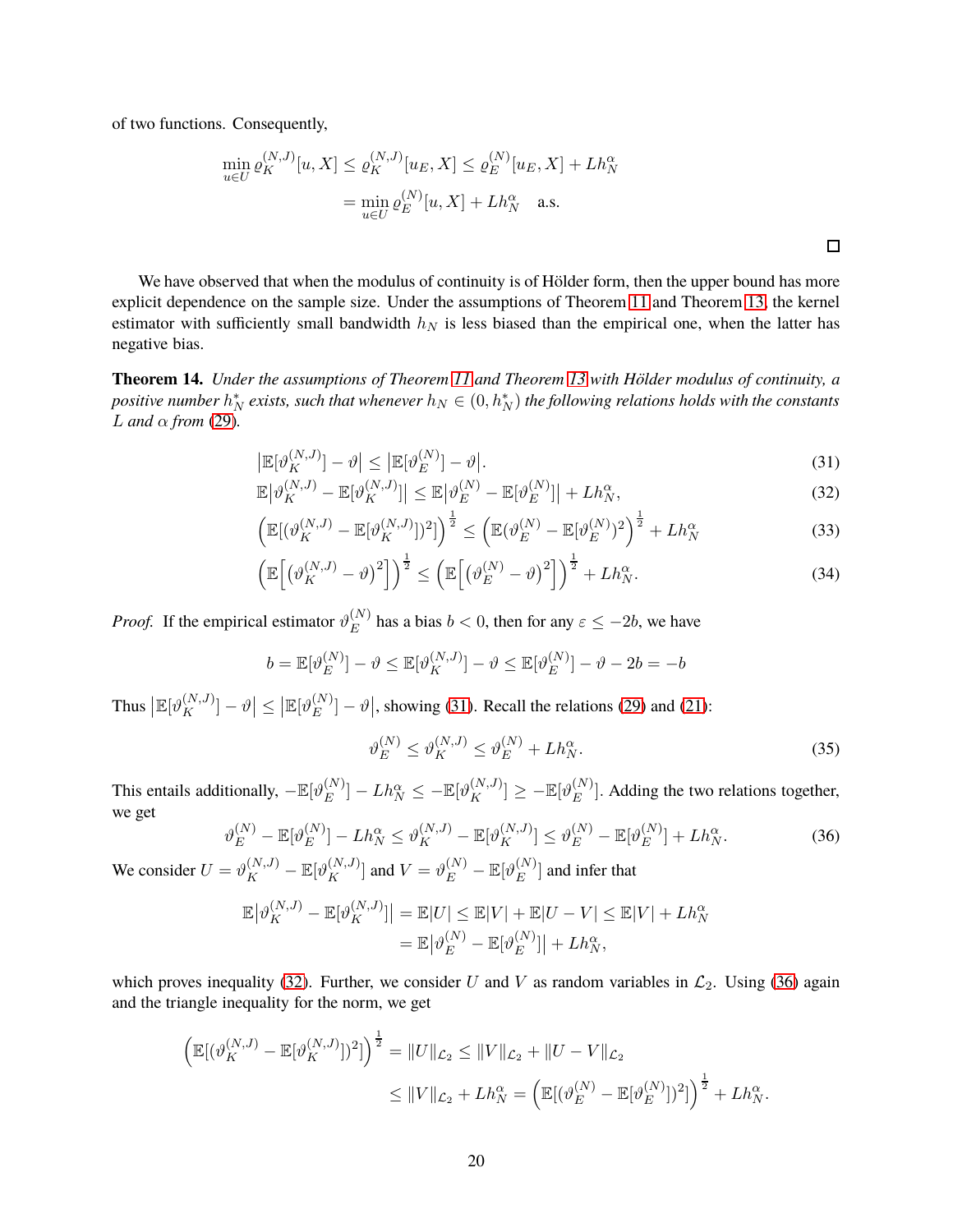of two functions. Consequently,

$$
\min_{u\in U} \varrho_K^{(N,J)}[u,X] \le \varrho_K^{(N,J)}[u_E,X] \le \varrho_E^{(N)}[u_E,X] + Lh_N^\alpha
$$
$$
= \min_{u\in U} \varrho_E^{(N)}[u,X] + Lh_N^\alpha \quad \text{a.s.}
$$

□

We have observed that when the modulus of continuity is of Hölder form, then the upper bound has more explicit dependence on the sample size. Under the assumptions of Theorem 11 and Theorem 13, the kernel estimator with sufficiently small bandwidth $h_N$ is less biased than the empirical one, when the latter has negative bias.

**Theorem 14.** *Under the assumptions of Theorem 11 and Theorem 13 with Hölder modulus of continuity, a positive number $h_N^*$ exists, such that whenever $h_N \in (0, h_N^*)$ the following relations holds with the constants $L$ and $\alpha$ from (29).*

$$
\big|\mathbb{E}[\vartheta_K^{(N,J)}] - \vartheta\big| \le \big|\mathbb{E}[\vartheta_E^{(N)}] - \vartheta\big|. \tag{31}
$$
$$
\mathbb{E}\big|\vartheta_K^{(N,J)} - \mathbb{E}[\vartheta_K^{(N,J)}]\big| \le \mathbb{E}\big|\vartheta_E^{(N)} - \mathbb{E}[\vartheta_E^{(N)}]\big| + Lh_N^\alpha, \tag{32}
$$
$$
\Big(\mathbb{E}[(\vartheta_K^{(N,J)} - \mathbb{E}[\vartheta_K^{(N,J)}])^2]\Big)^{\frac{1}{2}} \le \Big(\mathbb{E}(\vartheta_E^{(N)} - \mathbb{E}[\vartheta_E^{(N)})^2]\Big)^{\frac{1}{2}} + Lh_N^\alpha \tag{33}
$$
$$
\Big(\mathbb{E}\Big[\big(\vartheta_K^{(N,J)} - \vartheta\big)^2\Big]\Big)^{\frac{1}{2}} \le \Big(\mathbb{E}\Big[\big(\vartheta_E^{(N)} - \vartheta\big)^2\Big]\Big)^{\frac{1}{2}} + Lh_N^\alpha. \tag{34}
$$

*Proof.* If the empirical estimator $\vartheta_E^{(N)}$ has a bias $b < 0$, then for any $\varepsilon \le -2b$, we have

$$
b = \mathbb{E}[\vartheta_E^{(N)}] - \vartheta \le \mathbb{E}[\vartheta_K^{(N,J)}] - \vartheta \le \mathbb{E}[\vartheta_E^{(N)}] - \vartheta - 2b = -b
$$

Thus $\big|\mathbb{E}[\vartheta_K^{(N,J)}] - \vartheta\big| \le \big|\mathbb{E}[\vartheta_E^{(N)}] - \vartheta\big|$, showing (31). Recall the relations (29) and (21):

$$
\vartheta_E^{(N)} \le \vartheta_K^{(N,J)} \le \vartheta_E^{(N)} + Lh_N^\alpha. \tag{35}
$$

This entails additionally, $-\mathbb{E}[\vartheta_E^{(N)}] - Lh_N^\alpha \le -\mathbb{E}[\vartheta_K^{(N,J)}] \ge -\mathbb{E}[\vartheta_E^{(N)}]$. Adding the two relations together, we get

$$
\vartheta_E^{(N)} - \mathbb{E}[\vartheta_E^{(N)}] - Lh_N^\alpha \le \vartheta_K^{(N,J)} - \mathbb{E}[\vartheta_K^{(N,J)}] \le \vartheta_E^{(N)} - \mathbb{E}[\vartheta_E^{(N)}] + Lh_N^\alpha. \tag{36}
$$

We consider $U = \vartheta_K^{(N,J)} - \mathbb{E}[\vartheta_K^{(N,J)}]$ and $V = \vartheta_E^{(N)} - \mathbb{E}[\vartheta_E^{(N)}]$ and infer that

$$
\mathbb{E}\big|\vartheta_K^{(N,J)} - \mathbb{E}[\vartheta_K^{(N,J)}]\big| = \mathbb{E}|U| \le \mathbb{E}|V| + \mathbb{E}|U-V| \le \mathbb{E}|V| + Lh_N^\alpha
$$
$$
= \mathbb{E}\big|\vartheta_E^{(N)} - \mathbb{E}[\vartheta_E^{(N)}]\big| + Lh_N^\alpha,
$$

which proves inequality (32). Further, we consider $U$ and $V$ as random variables in $\mathcal{L}_2$. Using (36) again and the triangle inequality for the norm, we get

$$
\Big(\mathbb{E}[(\vartheta_K^{(N,J)} - \mathbb{E}[\vartheta_K^{(N,J)}])^2]\Big)^{\frac{1}{2}} = \|U\|_{\mathcal{L}_2} \le \|V\|_{\mathcal{L}_2} + \|U-V\|_{\mathcal{L}_2}
$$
$$
\le \|V\|_{\mathcal{L}_2} + Lh_N^\alpha = \Big(\mathbb{E}[(\vartheta_E^{(N)} - \mathbb{E}[\vartheta_E^{(N)}])^2]\Big)^{\frac{1}{2}} + Lh_N^\alpha.
$$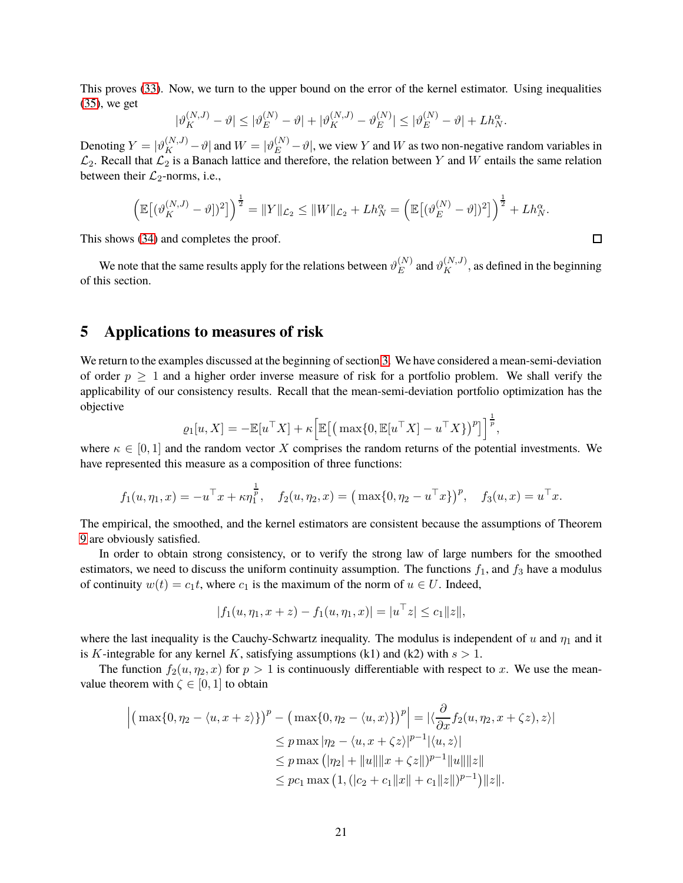This proves (33). Now, we turn to the upper bound on the error of the kernel estimator. Using inequalities (35), we get

$$|\vartheta_K^{(N,J)} - \vartheta| \le |\vartheta_E^{(N)} - \vartheta| + |\vartheta_K^{(N,J)} - \vartheta_E^{(N)}| \le |\vartheta_E^{(N)} - \vartheta| + Lh_N^\alpha.$$

Denoting $Y = |\vartheta_K^{(N,J)} - \vartheta|$ and $W = |\vartheta_E^{(N)} - \vartheta|$, we view $Y$ and $W$ as two non-negative random variables in $\mathcal{L}_2$. Recall that $\mathcal{L}_2$ is a Banach lattice and therefore, the relation between $Y$ and $W$ entails the same relation between their $\mathcal{L}_2$-norms, i.e.,

$$\Big(\mathbb{E}\big[(\vartheta_K^{(N,J)} - \vartheta])^2\big]\Big)^{\frac{1}{2}} = \|Y\|_{\mathcal{L}_2} \le \|W\|_{\mathcal{L}_2} + Lh_N^\alpha = \Big(\mathbb{E}\big[(\vartheta_E^{(N)} - \vartheta])^2\big]\Big)^{\frac{1}{2}} + Lh_N^\alpha.$$

This shows (34) and completes the proof. $\square$

We note that the same results apply for the relations between $\vartheta_E^{(N)}$ and $\vartheta_K^{(N,J)}$, as defined in the beginning of this section.

## 5 Applications to measures of risk

We return to the examples discussed at the beginning of section 3. We have considered a mean-semi-deviation of order $p \ge 1$ and a higher order inverse measure of risk for a portfolio problem. We shall verify the applicability of our consistency results. Recall that the mean-semi-deviation portfolio optimization has the objective

$$\varrho_1[u, X] = -\mathbb{E}[u^\top X] + \kappa\Big[\mathbb{E}\big[\big(\max\{0, \mathbb{E}[u^\top X] - u^\top X\}\big)^p\big]\Big]^{\frac{1}{p}},$$

where $\kappa \in [0,1]$ and the random vector $X$ comprises the random returns of the potential investments. We have represented this measure as a composition of three functions:

$$f_1(u, \eta_1, x) = -u^\top x + \kappa\eta_1^{\frac{1}{p}}, \quad f_2(u, \eta_2, x) = \big(\max\{0, \eta_2 - u^\top x\}\big)^p, \quad f_3(u, x) = u^\top x.$$

The empirical, the smoothed, and the kernel estimators are consistent because the assumptions of Theorem 9 are obviously satisfied.

In order to obtain strong consistency, or to verify the strong law of large numbers for the smoothed estimators, we need to discuss the uniform continuity assumption. The functions $f_1$, and $f_3$ have a modulus of continuity $w(t) = c_1 t$, where $c_1$ is the maximum of the norm of $u \in U$. Indeed,

$$|f_1(u, \eta_1, x + z) - f_1(u, \eta_1, x)| = |u^\top z| \le c_1\|z\|,$$

where the last inequality is the Cauchy-Schwartz inequality. The modulus is independent of $u$ and $\eta_1$ and it is $K$-integrable for any kernel $K$, satisfying assumptions (k1) and (k2) with $s > 1$.

The function $f_2(u, \eta_2, x)$ for $p > 1$ is continuously differentiable with respect to $x$. We use the mean-value theorem with $\zeta \in [0,1]$ to obtain

$$\begin{aligned}
\Big|\big(\max\{0, \eta_2 - \langle u, x + z\rangle\}\big)^p - \big(\max\{0, \eta_2 - \langle u, x\rangle\}\big)^p\Big| &= |\langle \frac{\partial}{\partial x} f_2(u, \eta_2, x + \zeta z), z\rangle| \\
&\le p \max|\eta_2 - \langle u, x + \zeta z\rangle|^{p-1}|\langle u, z\rangle| \\
&\le p \max\big(|\eta_2| + \|u\|\|x + \zeta z\|\big)^{p-1}\|u\|\|z\| \\
&\le pc_1 \max\big(1, (|c_2 + c_1\|x\| + c_1\|z\|)^{p-1}\big)\|z\|.
\end{aligned}$$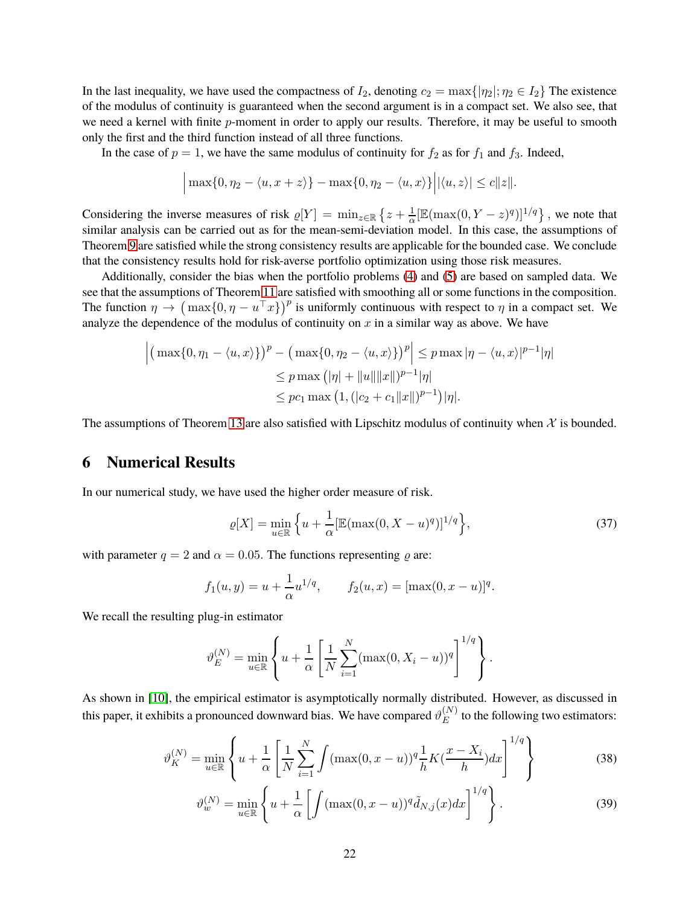In the last inequality, we have used the compactness of $I_2$, denoting $c_2 = \max\{|\eta_2|; \eta_2 \in I_2\}$ The existence of the modulus of continuity is guaranteed when the second argument is in a compact set. We also see, that we need a kernel with finite $p$-moment in order to apply our results. Therefore, it may be useful to smooth only the first and the third function instead of all three functions.

In the case of $p = 1$, we have the same modulus of continuity for $f_2$ as for $f_1$ and $f_3$. Indeed,

$$\Big| \max\{0, \eta_2 - \langle u, x + z\rangle\} - \max\{0, \eta_2 - \langle u, x\rangle\} \Big| |\langle u, z\rangle| \leq c\|z\|.$$

Considering the inverse measures of risk $\varrho[Y] = \min_{z\in\mathbb{R}} \left\{ z + \frac{1}{\alpha}[\mathbb{E}(\max(0, Y - z)^q)]^{1/q} \right\}$, we note that similar analysis can be carried out as for the mean-semi-deviation model. In this case, the assumptions of Theorem 9 are satisfied while the strong consistency results are applicable for the bounded case. We conclude that the consistency results hold for risk-averse portfolio optimization using those risk measures.

Additionally, consider the bias when the portfolio problems (4) and (5) are based on sampled data. We see that the assumptions of Theorem 11 are satisfied with smoothing all or some functions in the composition. The function $\eta \to \big(\max\{0, \eta - u^\top x\}\big)^p$ is uniformly continuous with respect to $\eta$ in a compact set. We analyze the dependence of the modulus of continuity on $x$ in a similar way as above. We have

$$\begin{aligned}
\Big| \big(\max\{0, \eta_1 - \langle u, x\rangle\}\big)^p - \big(\max\{0, \eta_2 - \langle u, x\rangle\}\big)^p \Big| &\leq p \max |\eta - \langle u, x\rangle|^{p-1} |\eta| \\
&\leq p \max \big(|\eta| + \|u\| \|x\|\big)^{p-1} |\eta| \\
&\leq p c_1 \max \big(1, (|c_2 + c_1 \|x\|)^{p-1}\big) |\eta|.
\end{aligned}$$

The assumptions of Theorem 13 are also satisfied with Lipschitz modulus of continuity when $\mathcal{X}$ is bounded.

# 6 Numerical Results

In our numerical study, we have used the higher order measure of risk.

$$\varrho[X] = \min_{u\in\mathbb{R}} \Big\{ u + \frac{1}{\alpha}[\mathbb{E}(\max(0, X - u)^q)]^{1/q} \Big\}, \tag{37}$$

with parameter $q = 2$ and $\alpha = 0.05$. The functions representing $\varrho$ are:

$$f_1(u, y) = u + \frac{1}{\alpha} u^{1/q}, \qquad f_2(u, x) = [\max(0, x - u)]^q.$$

We recall the resulting plug-in estimator

$$\vartheta_E^{(N)} = \min_{u\in\mathbb{R}} \left\{ u + \frac{1}{\alpha} \left[ \frac{1}{N} \sum_{i=1}^{N} (\max(0, X_i - u))^q \right]^{1/q} \right\}.$$

As shown in [10], the empirical estimator is asymptotically normally distributed. However, as discussed in this paper, it exhibits a pronounced downward bias. We have compared $\vartheta_E^{(N)}$ to the following two estimators:

$$\vartheta_K^{(N)} = \min_{u\in\mathbb{R}} \left\{ u + \frac{1}{\alpha} \left[ \frac{1}{N} \sum_{i=1}^{N} \int (\max(0, x - u))^q \frac{1}{h} K\Big(\frac{x - X_i}{h}\Big) dx \right]^{1/q} \right\} \tag{38}$$

$$\vartheta_w^{(N)} = \min_{u\in\mathbb{R}} \left\{ u + \frac{1}{\alpha} \left[ \int (\max(0, x - u))^q \tilde{d}_{N,j}(x) dx \right]^{1/q} \right\}. \tag{39}$$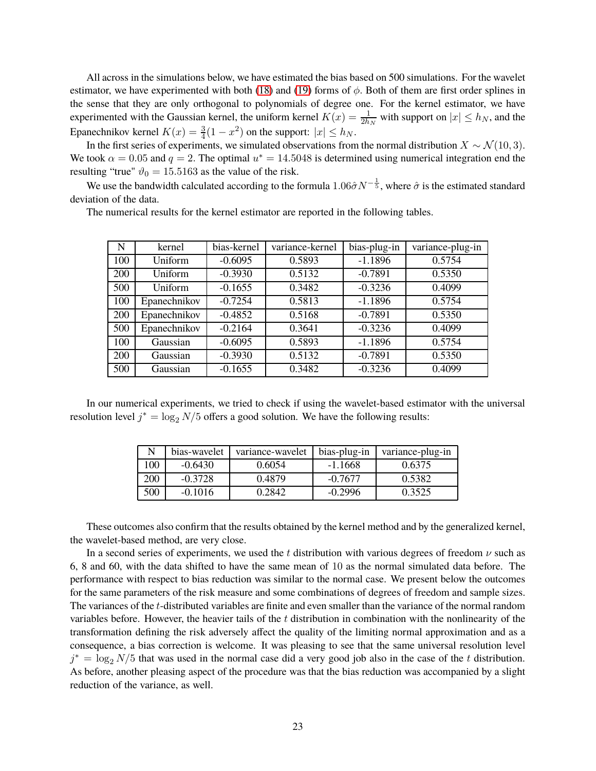All across in the simulations below, we have estimated the bias based on 500 simulations. For the wavelet estimator, we have experimented with both (18) and (19) forms of $\phi$. Both of them are first order splines in the sense that they are only orthogonal to polynomials of degree one. For the kernel estimator, we have experimented with the Gaussian kernel, the uniform kernel $K(x) = \frac{1}{2h_N}$ with support on $|x| \leq h_N$, and the Epanechnikov kernel $K(x) = \frac{3}{4}(1 - x^2)$ on the support: $|x| \leq h_N$.

In the first series of experiments, we simulated observations from the normal distribution $X \sim \mathcal{N}(10, 3)$. We took $\alpha = 0.05$ and $q = 2$. The optimal $u^* = 14.5048$ is determined using numerical integration end the resulting "true" $\vartheta_0 = 15.5163$ as the value of the risk.

We use the bandwidth calculated according to the formula $1.06\hat{\sigma}N^{-\frac{1}{5}}$, where $\hat{\sigma}$ is the estimated standard deviation of the data.

The numerical results for the kernel estimator are reported in the following tables.

| N | kernel | bias-kernel | variance-kernel | bias-plug-in | variance-plug-in |
|---|---|---|---|---|---|
| 100 | Uniform | -0.6095 | 0.5893 | -1.1896 | 0.5754 |
| 200 | Uniform | -0.3930 | 0.5132 | -0.7891 | 0.5350 |
| 500 | Uniform | -0.1655 | 0.3482 | -0.3236 | 0.4099 |
| 100 | Epanechnikov | -0.7254 | 0.5813 | -1.1896 | 0.5754 |
| 200 | Epanechnikov | -0.4852 | 0.5168 | -0.7891 | 0.5350 |
| 500 | Epanechnikov | -0.2164 | 0.3641 | -0.3236 | 0.4099 |
| 100 | Gaussian | -0.6095 | 0.5893 | -1.1896 | 0.5754 |
| 200 | Gaussian | -0.3930 | 0.5132 | -0.7891 | 0.5350 |
| 500 | Gaussian | -0.1655 | 0.3482 | -0.3236 | 0.4099 |

In our numerical experiments, we tried to check if using the wavelet-based estimator with the universal resolution level $j^* = \log_2 N/5$ offers a good solution. We have the following results:

| N | bias-wavelet | variance-wavelet | bias-plug-in | variance-plug-in |
|---|---|---|---|---|
| 100 | -0.6430 | 0.6054 | -1.1668 | 0.6375 |
| 200 | -0.3728 | 0.4879 | -0.7677 | 0.5382 |
| 500 | -0.1016 | 0.2842 | -0.2996 | 0.3525 |

These outcomes also confirm that the results obtained by the kernel method and by the generalized kernel, the wavelet-based method, are very close.

In a second series of experiments, we used the $t$ distribution with various degrees of freedom $\nu$ such as 6, 8 and 60, with the data shifted to have the same mean of 10 as the normal simulated data before. The performance with respect to bias reduction was similar to the normal case. We present below the outcomes for the same parameters of the risk measure and some combinations of degrees of freedom and sample sizes. The variances of the $t$-distributed variables are finite and even smaller than the variance of the normal random variables before. However, the heavier tails of the $t$ distribution in combination with the nonlinearity of the transformation defining the risk adversely affect the quality of the limiting normal approximation and as a consequence, a bias correction is welcome. It was pleasing to see that the same universal resolution level $j^* = \log_2 N/5$ that was used in the normal case did a very good job also in the case of the $t$ distribution. As before, another pleasing aspect of the procedure was that the bias reduction was accompanied by a slight reduction of the variance, as well.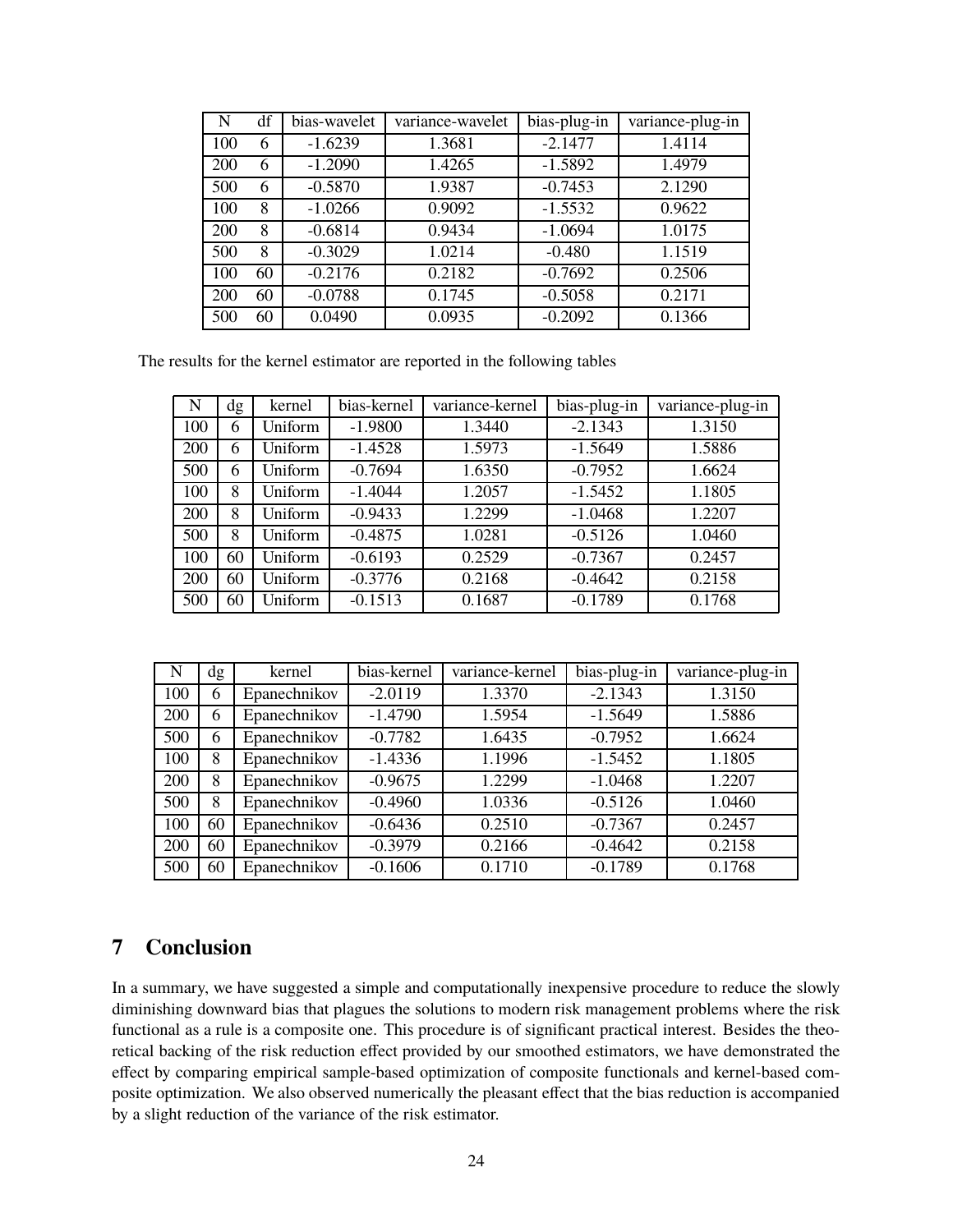| N | df | bias-wavelet | variance-wavelet | bias-plug-in | variance-plug-in |
| --- | --- | --- | --- | --- | --- |
| 100 | 6 | -1.6239 | 1.3681 | -2.1477 | 1.4114 |
| 200 | 6 | -1.2090 | 1.4265 | -1.5892 | 1.4979 |
| 500 | 6 | -0.5870 | 1.9387 | -0.7453 | 2.1290 |
| 100 | 8 | -1.0266 | 0.9092 | -1.5532 | 0.9622 |
| 200 | 8 | -0.6814 | 0.9434 | -1.0694 | 1.0175 |
| 500 | 8 | -0.3029 | 1.0214 | -0.480 | 1.1519 |
| 100 | 60 | -0.2176 | 0.2182 | -0.7692 | 0.2506 |
| 200 | 60 | -0.0788 | 0.1745 | -0.5058 | 0.2171 |
| 500 | 60 | 0.0490 | 0.0935 | -0.2092 | 0.1366 |

The results for the kernel estimator are reported in the following tables

| N | dg | kernel | bias-kernel | variance-kernel | bias-plug-in | variance-plug-in |
| --- | --- | --- | --- | --- | --- | --- |
| 100 | 6 | Uniform | -1.9800 | 1.3440 | -2.1343 | 1.3150 |
| 200 | 6 | Uniform | -1.4528 | 1.5973 | -1.5649 | 1.5886 |
| 500 | 6 | Uniform | -0.7694 | 1.6350 | -0.7952 | 1.6624 |
| 100 | 8 | Uniform | -1.4044 | 1.2057 | -1.5452 | 1.1805 |
| 200 | 8 | Uniform | -0.9433 | 1.2299 | -1.0468 | 1.2207 |
| 500 | 8 | Uniform | -0.4875 | 1.0281 | -0.5126 | 1.0460 |
| 100 | 60 | Uniform | -0.6193 | 0.2529 | -0.7367 | 0.2457 |
| 200 | 60 | Uniform | -0.3776 | 0.2168 | -0.4642 | 0.2158 |
| 500 | 60 | Uniform | -0.1513 | 0.1687 | -0.1789 | 0.1768 |

| N | dg | kernel | bias-kernel | variance-kernel | bias-plug-in | variance-plug-in |
| --- | --- | --- | --- | --- | --- | --- |
| 100 | 6 | Epanechnikov | -2.0119 | 1.3370 | -2.1343 | 1.3150 |
| 200 | 6 | Epanechnikov | -1.4790 | 1.5954 | -1.5649 | 1.5886 |
| 500 | 6 | Epanechnikov | -0.7782 | 1.6435 | -0.7952 | 1.6624 |
| 100 | 8 | Epanechnikov | -1.4336 | 1.1996 | -1.5452 | 1.1805 |
| 200 | 8 | Epanechnikov | -0.9675 | 1.2299 | -1.0468 | 1.2207 |
| 500 | 8 | Epanechnikov | -0.4960 | 1.0336 | -0.5126 | 1.0460 |
| 100 | 60 | Epanechnikov | -0.6436 | 0.2510 | -0.7367 | 0.2457 |
| 200 | 60 | Epanechnikov | -0.3979 | 0.2166 | -0.4642 | 0.2158 |
| 500 | 60 | Epanechnikov | -0.1606 | 0.1710 | -0.1789 | 0.1768 |

## 7 Conclusion

In a summary, we have suggested a simple and computationally inexpensive procedure to reduce the slowly diminishing downward bias that plagues the solutions to modern risk management problems where the risk functional as a rule is a composite one. This procedure is of significant practical interest. Besides the theoretical backing of the risk reduction effect provided by our smoothed estimators, we have demonstrated the effect by comparing empirical sample-based optimization of composite functionals and kernel-based composite optimization. We also observed numerically the pleasant effect that the bias reduction is accompanied by a slight reduction of the variance of the risk estimator.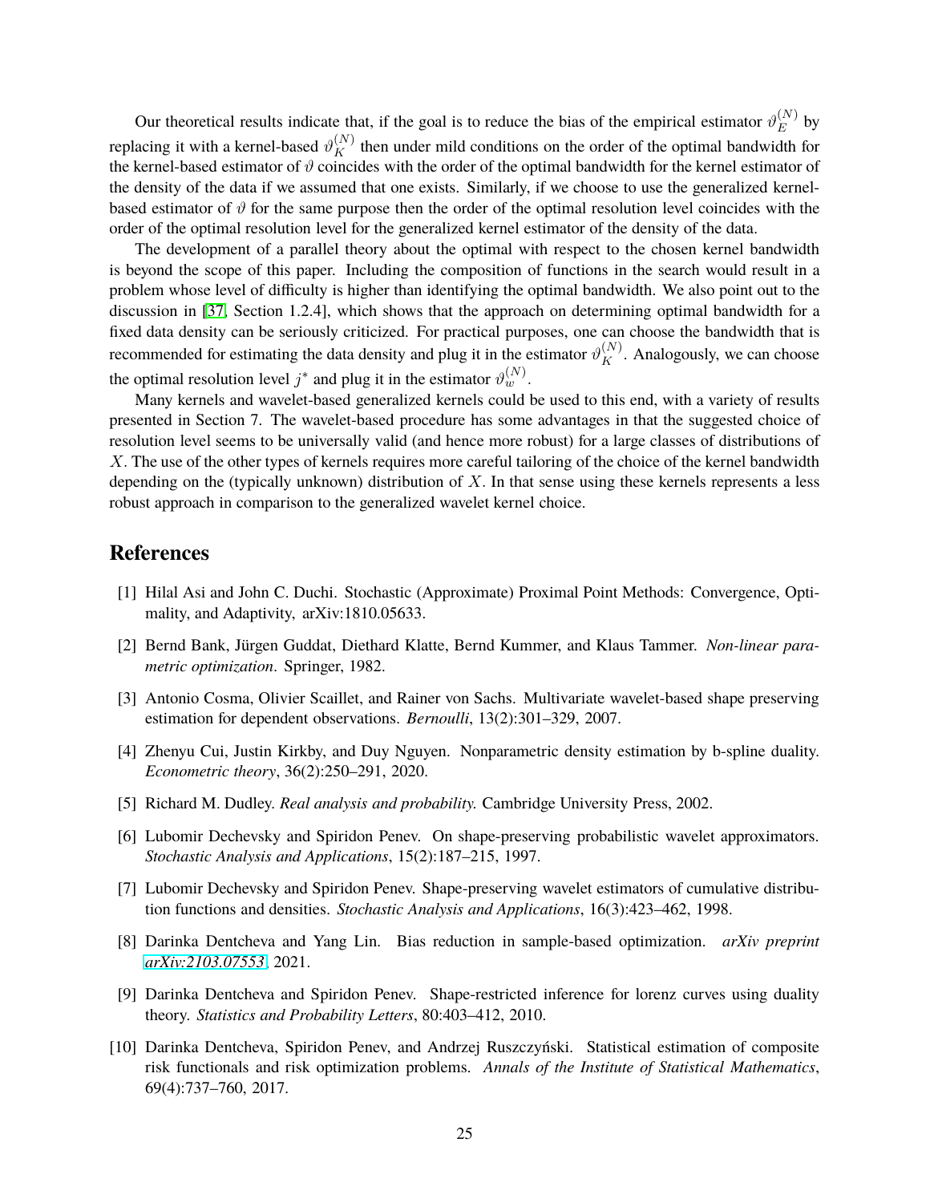Our theoretical results indicate that, if the goal is to reduce the bias of the empirical estimator $\vartheta_E^{(N)}$ by replacing it with a kernel-based $\vartheta_K^{(N)}$ then under mild conditions on the order of the optimal bandwidth for the kernel-based estimator of $\vartheta$ coincides with the order of the optimal bandwidth for the kernel estimator of the density of the data if we assumed that one exists. Similarly, if we choose to use the generalized kernel-based estimator of $\vartheta$ for the same purpose then the order of the optimal resolution level coincides with the order of the optimal resolution level for the generalized kernel estimator of the density of the data.

The development of a parallel theory about the optimal with respect to the chosen kernel bandwidth is beyond the scope of this paper. Including the composition of functions in the search would result in a problem whose level of difficulty is higher than identifying the optimal bandwidth. We also point out to the discussion in [37, Section 1.2.4], which shows that the approach on determining optimal bandwidth for a fixed data density can be seriously criticized. For practical purposes, one can choose the bandwidth that is recommended for estimating the data density and plug it in the estimator $\vartheta_K^{(N)}$. Analogously, we can choose the optimal resolution level $j^*$ and plug it in the estimator $\vartheta_w^{(N)}$.

Many kernels and wavelet-based generalized kernels could be used to this end, with a variety of results presented in Section 7. The wavelet-based procedure has some advantages in that the suggested choice of resolution level seems to be universally valid (and hence more robust) for a large classes of distributions of $X$. The use of the other types of kernels requires more careful tailoring of the choice of the kernel bandwidth depending on the (typically unknown) distribution of $X$. In that sense using these kernels represents a less robust approach in comparison to the generalized wavelet kernel choice.

# References

[1] Hilal Asi and John C. Duchi. Stochastic (Approximate) Proximal Point Methods: Convergence, Optimality, and Adaptivity, arXiv:1810.05633.

[2] Bernd Bank, Jürgen Guddat, Diethard Klatte, Bernd Kummer, and Klaus Tammer. *Non-linear parametric optimization*. Springer, 1982.

[3] Antonio Cosma, Olivier Scaillet, and Rainer von Sachs. Multivariate wavelet-based shape preserving estimation for dependent observations. *Bernoulli*, 13(2):301–329, 2007.

[4] Zhenyu Cui, Justin Kirkby, and Duy Nguyen. Nonparametric density estimation by b-spline duality. *Econometric theory*, 36(2):250–291, 2020.

[5] Richard M. Dudley. *Real analysis and probability.* Cambridge University Press, 2002.

[6] Lubomir Dechevsky and Spiridon Penev. On shape-preserving probabilistic wavelet approximators. *Stochastic Analysis and Applications*, 15(2):187–215, 1997.

[7] Lubomir Dechevsky and Spiridon Penev. Shape-preserving wavelet estimators of cumulative distribution functions and densities. *Stochastic Analysis and Applications*, 16(3):423–462, 1998.

[8] Darinka Dentcheva and Yang Lin. Bias reduction in sample-based optimization. *arXiv preprint arXiv:2103.07553*, 2021.

[9] Darinka Dentcheva and Spiridon Penev. Shape-restricted inference for lorenz curves using duality theory. *Statistics and Probability Letters*, 80:403–412, 2010.

[10] Darinka Dentcheva, Spiridon Penev, and Andrzej Ruszczyński. Statistical estimation of composite risk functionals and risk optimization problems. *Annals of the Institute of Statistical Mathematics*, 69(4):737–760, 2017.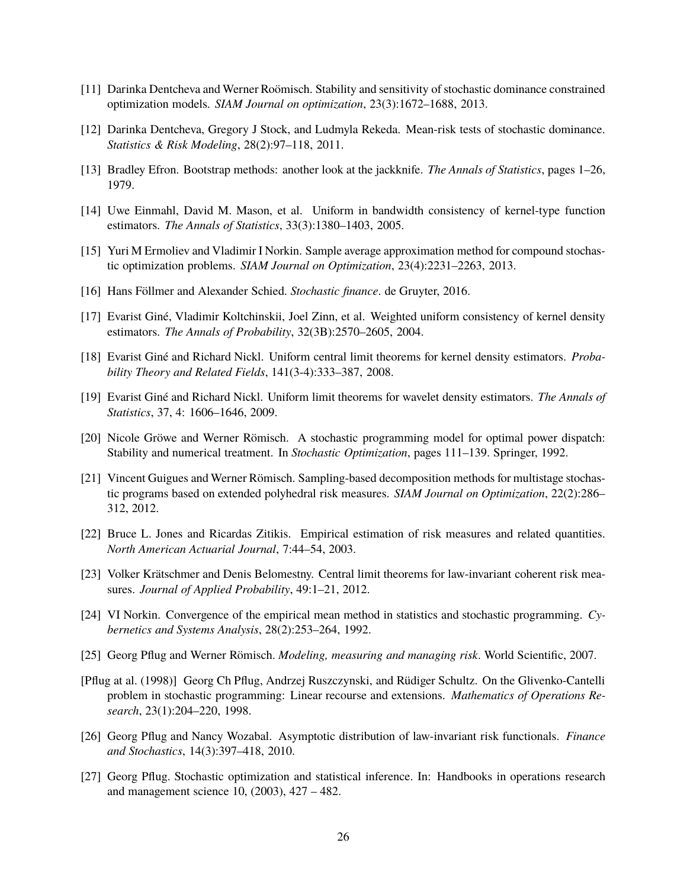[11] Darinka Dentcheva and Werner Roömisch. Stability and sensitivity of stochastic dominance constrained optimization models. *SIAM Journal on optimization*, 23(3):1672–1688, 2013.

[12] Darinka Dentcheva, Gregory J Stock, and Ludmyla Rekeda. Mean-risk tests of stochastic dominance. *Statistics & Risk Modeling*, 28(2):97–118, 2011.

[13] Bradley Efron. Bootstrap methods: another look at the jackknife. *The Annals of Statistics*, pages 1–26, 1979.

[14] Uwe Einmahl, David M. Mason, et al. Uniform in bandwidth consistency of kernel-type function estimators. *The Annals of Statistics*, 33(3):1380–1403, 2005.

[15] Yuri M Ermoliev and Vladimir I Norkin. Sample average approximation method for compound stochastic optimization problems. *SIAM Journal on Optimization*, 23(4):2231–2263, 2013.

[16] Hans Föllmer and Alexander Schied. *Stochastic finance*. de Gruyter, 2016.

[17] Evarist Giné, Vladimir Koltchinskii, Joel Zinn, et al. Weighted uniform consistency of kernel density estimators. *The Annals of Probability*, 32(3B):2570–2605, 2004.

[18] Evarist Giné and Richard Nickl. Uniform central limit theorems for kernel density estimators. *Probability Theory and Related Fields*, 141(3-4):333–387, 2008.

[19] Evarist Giné and Richard Nickl. Uniform limit theorems for wavelet density estimators. *The Annals of Statistics*, 37, 4: 1606–1646, 2009.

[20] Nicole Gröwe and Werner Römisch. A stochastic programming model for optimal power dispatch: Stability and numerical treatment. In *Stochastic Optimization*, pages 111–139. Springer, 1992.

[21] Vincent Guigues and Werner Römisch. Sampling-based decomposition methods for multistage stochastic programs based on extended polyhedral risk measures. *SIAM Journal on Optimization*, 22(2):286–312, 2012.

[22] Bruce L. Jones and Ricardas Zitikis. Empirical estimation of risk measures and related quantities. *North American Actuarial Journal*, 7:44–54, 2003.

[23] Volker Krätschmer and Denis Belomestny. Central limit theorems for law-invariant coherent risk measures. *Journal of Applied Probability*, 49:1–21, 2012.

[24] VI Norkin. Convergence of the empirical mean method in statistics and stochastic programming. *Cybernetics and Systems Analysis*, 28(2):253–264, 1992.

[25] Georg Pflug and Werner Römisch. *Modeling, measuring and managing risk*. World Scientific, 2007.

[Pflug at al. (1998)] Georg Ch Pflug, Andrzej Ruszczynski, and Rüdiger Schultz. On the Glivenko-Cantelli problem in stochastic programming: Linear recourse and extensions. *Mathematics of Operations Research*, 23(1):204–220, 1998.

[26] Georg Pflug and Nancy Wozabal. Asymptotic distribution of law-invariant risk functionals. *Finance and Stochastics*, 14(3):397–418, 2010.

[27] Georg Pflug. Stochastic optimization and statistical inference. In: Handbooks in operations research and management science 10, (2003), 427 – 482.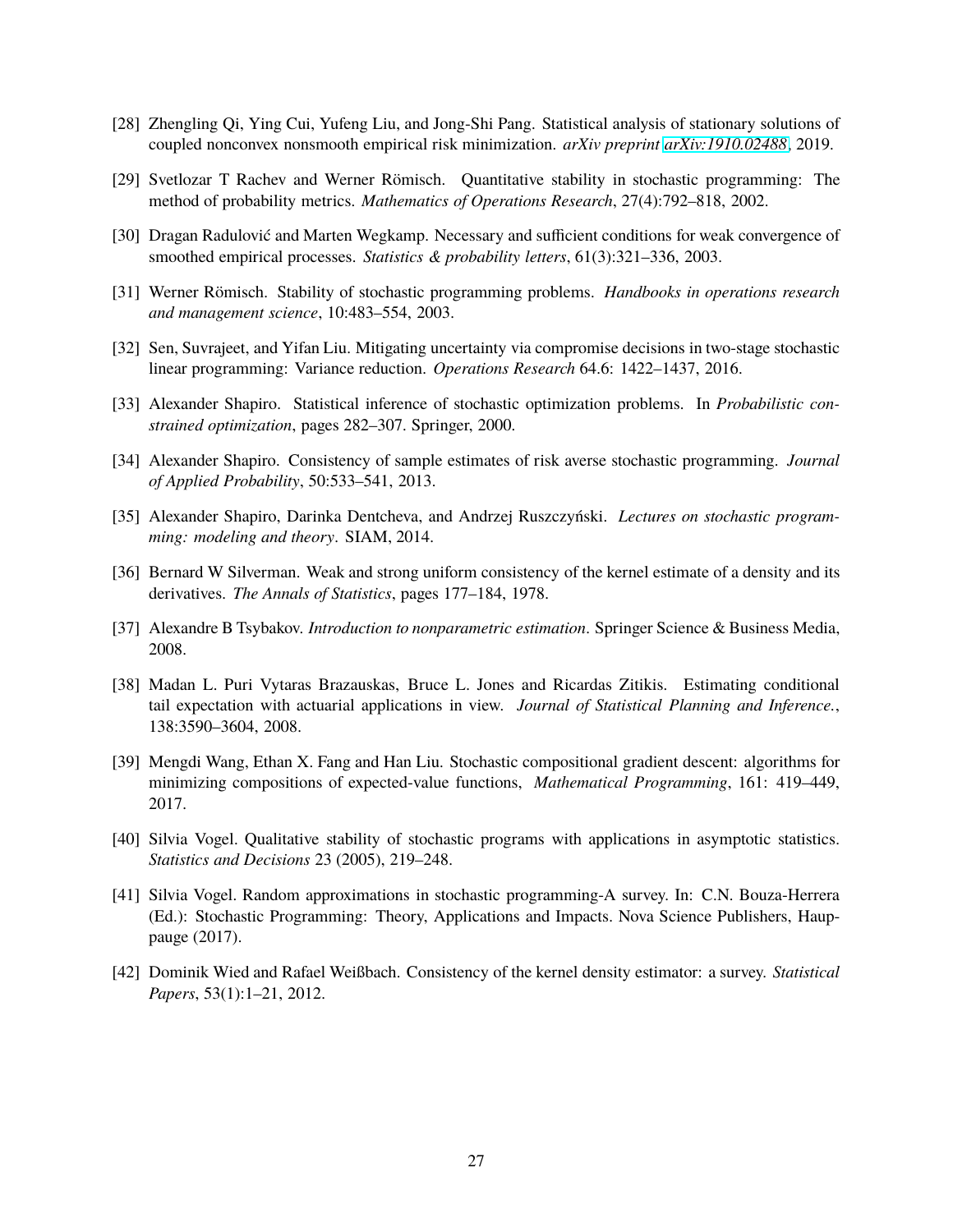[28] Zhengling Qi, Ying Cui, Yufeng Liu, and Jong-Shi Pang. Statistical analysis of stationary solutions of coupled nonconvex nonsmooth empirical risk minimization. *arXiv preprint arXiv:1910.02488*, 2019.

[29] Svetlozar T Rachev and Werner Römisch. Quantitative stability in stochastic programming: The method of probability metrics. *Mathematics of Operations Research*, 27(4):792–818, 2002.

[30] Dragan Radulović and Marten Wegkamp. Necessary and sufficient conditions for weak convergence of smoothed empirical processes. *Statistics & probability letters*, 61(3):321–336, 2003.

[31] Werner Römisch. Stability of stochastic programming problems. *Handbooks in operations research and management science*, 10:483–554, 2003.

[32] Sen, Suvrajeet, and Yifan Liu. Mitigating uncertainty via compromise decisions in two-stage stochastic linear programming: Variance reduction. *Operations Research* 64.6: 1422–1437, 2016.

[33] Alexander Shapiro. Statistical inference of stochastic optimization problems. In *Probabilistic constrained optimization*, pages 282–307. Springer, 2000.

[34] Alexander Shapiro. Consistency of sample estimates of risk averse stochastic programming. *Journal of Applied Probability*, 50:533–541, 2013.

[35] Alexander Shapiro, Darinka Dentcheva, and Andrzej Ruszczyński. *Lectures on stochastic programming: modeling and theory*. SIAM, 2014.

[36] Bernard W Silverman. Weak and strong uniform consistency of the kernel estimate of a density and its derivatives. *The Annals of Statistics*, pages 177–184, 1978.

[37] Alexandre B Tsybakov. *Introduction to nonparametric estimation*. Springer Science & Business Media, 2008.

[38] Madan L. Puri Vytaras Brazauskas, Bruce L. Jones and Ricardas Zitikis. Estimating conditional tail expectation with actuarial applications in view. *Journal of Statistical Planning and Inference.*, 138:3590–3604, 2008.

[39] Mengdi Wang, Ethan X. Fang and Han Liu. Stochastic compositional gradient descent: algorithms for minimizing compositions of expected-value functions, *Mathematical Programming*, 161: 419–449, 2017.

[40] Silvia Vogel. Qualitative stability of stochastic programs with applications in asymptotic statistics. *Statistics and Decisions* 23 (2005), 219–248.

[41] Silvia Vogel. Random approximations in stochastic programming-A survey. In: C.N. Bouza-Herrera (Ed.): Stochastic Programming: Theory, Applications and Impacts. Nova Science Publishers, Hauppauge (2017).

[42] Dominik Wied and Rafael Weißbach. Consistency of the kernel density estimator: a survey. *Statistical Papers*, 53(1):1–21, 2012.